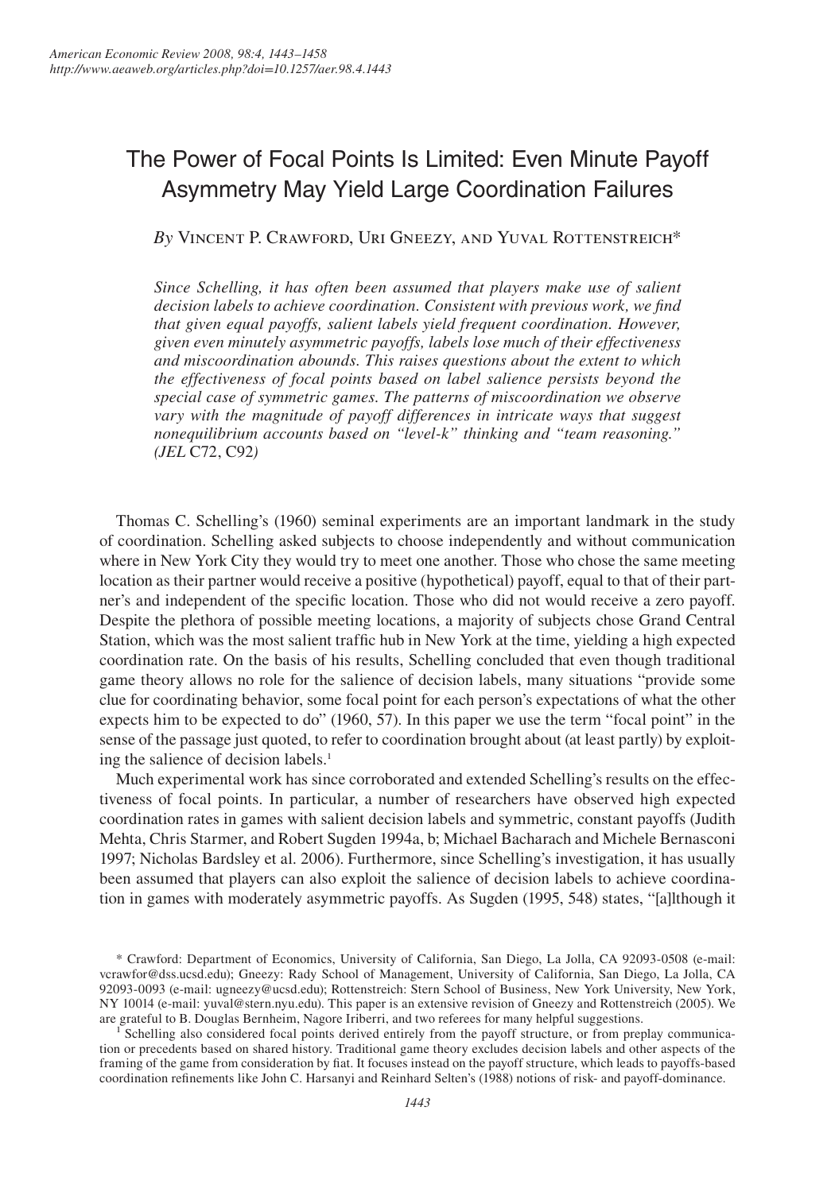# The Power of Focal Points Is Limited: Even Minute Payoff Asymmetry May Yield Large Coordination Failures

*By* Vincent P. Crawford, Uri Gneezy, and Yuval Rottenstreich*

*Since Schelling, it has often been assumed that players make use of salient decision labels to achieve coordination. Consistent with previous work, we find that given equal payoffs, salient labels yield frequent coordination. However, given even minutely asymmetric payoffs, labels lose much of their effectiveness and miscoordination abounds. This raises questions about the extent to which the effectiveness of focal points based on label salience persists beyond the special case of symmetric games. The patterns of miscoordination we observe vary with the magnitude of payoff differences in intricate ways that suggest nonequilibrium accounts based on "level-k" thinking and "team reasoning." (JEL C72, C92)*

Thomas C. Schelling's (1960) seminal experiments are an important landmark in the study of coordination. Schelling asked subjects to choose independently and without communication where in New York City they would try to meet one another. Those who chose the same meeting location as their partner would receive a positive (hypothetical) payoff, equal to that of their partner's and independent of the specific location. Those who did not would receive a zero payoff. Despite the plethora of possible meeting locations, a majority of subjects chose Grand Central Station, which was the most salient traffic hub in New York at the time, yielding a high expected coordination rate. On the basis of his results, Schelling concluded that even though traditional game theory allows no role for the salience of decision labels, many situations "provide some clue for coordinating behavior, some focal point for each person's expectations of what the other expects him to be expected to do" (1960, 57). In this paper we use the term "focal point" in the sense of the passage just quoted, to refer to coordination brought about (at least partly) by exploiting the salience of decision labels.[1]

Much experimental work has since corroborated and extended Schelling's results on the effectiveness of focal points. In particular, a number of researchers have observed high expected coordination rates in games with salient decision labels and symmetric, constant payoffs (Judith Mehta, Chris Starmer, and Robert Sugden 1994a, b; Michael Bacharach and Michele Bernasconi 1997; Nicholas Bardsley et al. 2006). Furthermore, since Schelling's investigation, it has usually been assumed that players can also exploit the salience of decision labels to achieve coordination in games with moderately asymmetric payoffs. As Sugden (1995, 548) states, "[a]lthough it

---

* Crawford: Department of Economics, University of California, San Diego, La Jolla, CA 92093-0508 (e-mail: vcrawfor@dss.ucsd.edu); Gneezy: Rady School of Management, University of California, San Diego, La Jolla, CA 92093-0093 (e-mail: ugneezy@ucsd.edu); Rottenstreich: Stern School of Business, New York University, New York, NY 10014 (e-mail: yuval@stern.nyu.edu). This paper is an extensive revision of Gneezy and Rottenstreich (2005). We are grateful to B. Douglas Bernheim, Nagore Iriberri, and two referees for many helpful suggestions.

[1] Schelling also considered focal points derived entirely from the payoff structure, or from preplay communication or precedents based on shared history. Traditional game theory excludes decision labels and other aspects of the framing of the game from consideration by fiat. It focuses instead on the payoff structure, which leads to payoffs-based coordination refinements like John C. Harsanyi and Reinhard Selten's (1988) notions of risk- and payoff-dominance.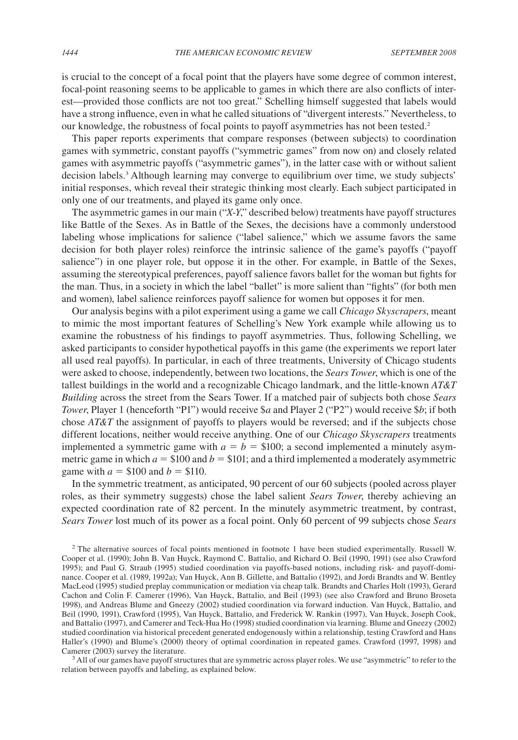is crucial to the concept of a focal point that the players have some degree of common interest, focal-point reasoning seems to be applicable to games in which there are also conflicts of interest—provided those conflicts are not too great." Schelling himself suggested that labels would have a strong influence, even in what he called situations of "divergent interests." Nevertheless, to our knowledge, the robustness of focal points to payoff asymmetries has not been tested.[2]

This paper reports experiments that compare responses (between subjects) to coordination games with symmetric, constant payoffs ("symmetric games" from now on) and closely related games with asymmetric payoffs ("asymmetric games"), in the latter case with or without salient decision labels.[3] Although learning may converge to equilibrium over time, we study subjects' initial responses, which reveal their strategic thinking most clearly. Each subject participated in only one of our treatments, and played its game only once.

The asymmetric games in our main ("*X-Y*," described below) treatments have payoff structures like Battle of the Sexes. As in Battle of the Sexes, the decisions have a commonly understood labeling whose implications for salience ("label salience," which we assume favors the same decision for both player roles) reinforce the intrinsic salience of the game's payoffs ("payoff salience") in one player role, but oppose it in the other. For example, in Battle of the Sexes, assuming the stereotypical preferences, payoff salience favors ballet for the woman but fights for the man. Thus, in a society in which the label "ballet" is more salient than "fights" (for both men and women), label salience reinforces payoff salience for women but opposes it for men.

Our analysis begins with a pilot experiment using a game we call *Chicago Skyscrapers*, meant to mimic the most important features of Schelling's New York example while allowing us to examine the robustness of his findings to payoff asymmetries. Thus, following Schelling, we asked participants to consider hypothetical payoffs in this game (the experiments we report later all used real payoffs). In particular, in each of three treatments, University of Chicago students were asked to choose, independently, between two locations, the *Sears Tower*, which is one of the tallest buildings in the world and a recognizable Chicago landmark, and the little-known *AT&T Building* across the street from the Sears Tower. If a matched pair of subjects both chose *Sears Tower*, Player 1 (henceforth "P1") would receive \$$a$ and Player 2 ("P2") would receive \$$b$; if both chose *AT&T* the assignment of payoffs to players would be reversed; and if the subjects chose different locations, neither would receive anything. One of our *Chicago Skyscrapers* treatments implemented a symmetric game with $a = b = \$100$; a second implemented a minutely asymmetric game in which $a = \$100$ and $b = \$101$; and a third implemented a moderately asymmetric game with $a = \$100$ and $b = \$110$.

In the symmetric treatment, as anticipated, 90 percent of our 60 subjects (pooled across player roles, as their symmetry suggests) chose the label salient *Sears Tower*, thereby achieving an expected coordination rate of 82 percent. In the minutely asymmetric treatment, by contrast, *Sears Tower* lost much of its power as a focal point. Only 60 percent of 99 subjects chose *Sears*

[2] The alternative sources of focal points mentioned in footnote 1 have been studied experimentally. Russell W. Cooper et al. (1990); John B. Van Huyck, Raymond C. Battalio, and Richard O. Beil (1990, 1991) (see also Crawford 1995); and Paul G. Straub (1995) studied coordination via payoffs-based notions, including risk- and payoff-dominance. Cooper et al. (1989, 1992a); Van Huyck, Ann B. Gillette, and Battalio (1992), and Jordi Brandts and W. Bentley MacLeod (1995) studied preplay communication or mediation via cheap talk. Brandts and Charles Holt (1993), Gerard Cachon and Colin F. Camerer (1996), Van Huyck, Battalio, and Beil (1993) (see also Crawford and Bruno Broseta 1998), and Andreas Blume and Gneezy (2002) studied coordination via forward induction. Van Huyck, Battalio, and Beil (1990, 1991), Crawford (1995), Van Huyck, Battalio, and Frederick W. Rankin (1997), Van Huyck, Joseph Cook, and Battalio (1997), and Camerer and Teck-Hua Ho (1998) studied coordination via learning. Blume and Gneezy (2002) studied coordination via historical precedent generated endogenously within a relationship, testing Crawford and Hans Haller's (1990) and Blume's (2000) theory of optimal coordination in repeated games. Crawford (1997, 1998) and Camerer (2003) survey the literature.

[3] All of our games have payoff structures that are symmetric across player roles. We use "asymmetric" to refer to the relation between payoffs and labeling, as explained below.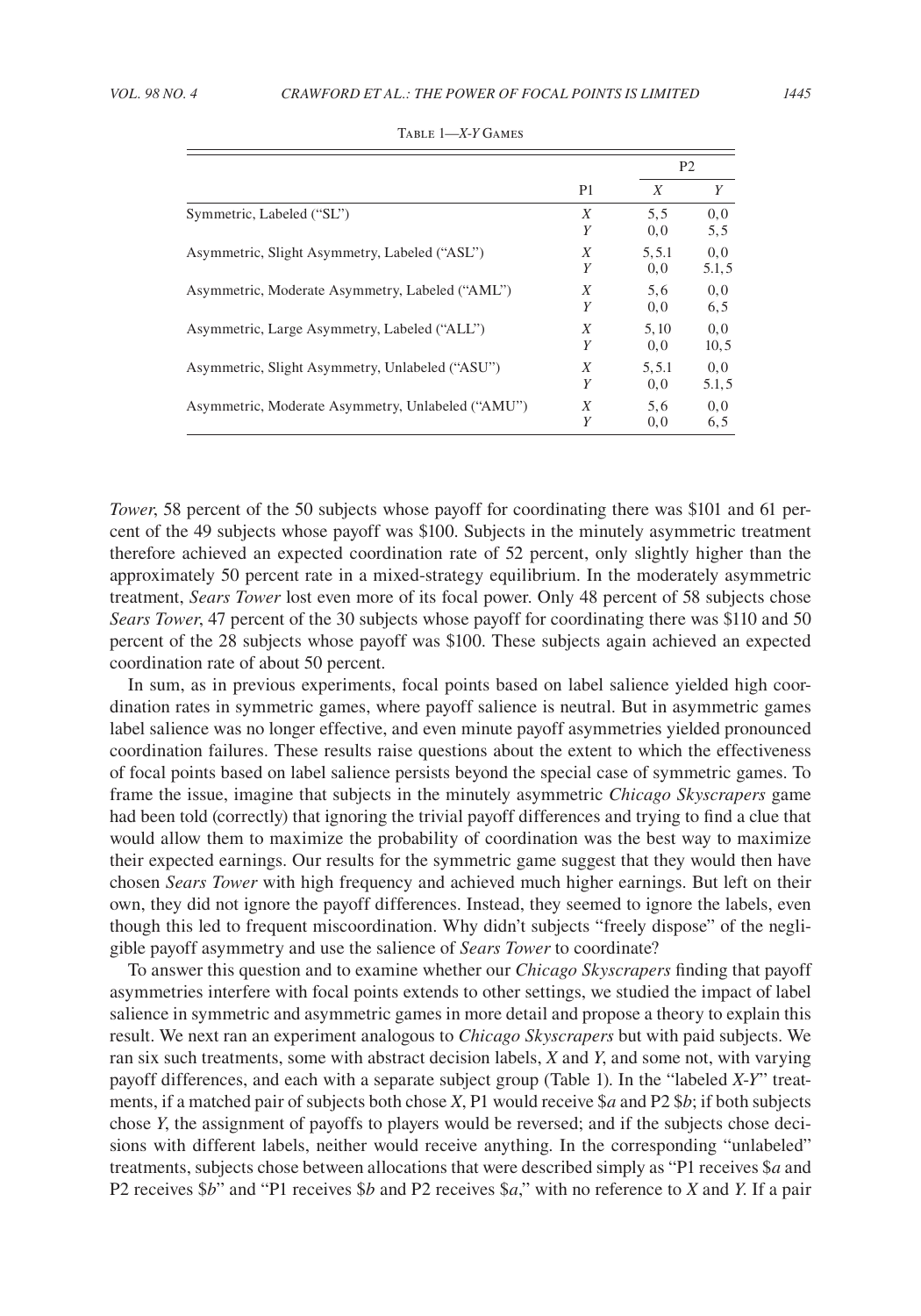Table 1—*X-Y* Games

| | | P2 | |
|---|---|---|---|
| | P1 | *X* | *Y* |
| Symmetric, Labeled ("SL") | *X* | 5, 5 | 0, 0 |
| | *Y* | 0, 0 | 5, 5 |
| Asymmetric, Slight Asymmetry, Labeled ("ASL") | *X* | 5, 5.1 | 0, 0 |
| | *Y* | 0, 0 | 5.1, 5 |
| Asymmetric, Moderate Asymmetry, Labeled ("AML") | *X* | 5, 6 | 0, 0 |
| | *Y* | 0, 0 | 6, 5 |
| Asymmetric, Large Asymmetry, Labeled ("ALL") | *X* | 5, 10 | 0, 0 |
| | *Y* | 0, 0 | 10, 5 |
| Asymmetric, Slight Asymmetry, Unlabeled ("ASU") | *X* | 5, 5.1 | 0, 0 |
| | *Y* | 0, 0 | 5.1, 5 |
| Asymmetric, Moderate Asymmetry, Unlabeled ("AMU") | *X* | 5, 6 | 0, 0 |
| | *Y* | 0, 0 | 6, 5 |

*Tower*, 58 percent of the 50 subjects whose payoff for coordinating there was \$101 and 61 percent of the 49 subjects whose payoff was \$100. Subjects in the minutely asymmetric treatment therefore achieved an expected coordination rate of 52 percent, only slightly higher than the approximately 50 percent rate in a mixed-strategy equilibrium. In the moderately asymmetric treatment, *Sears Tower* lost even more of its focal power. Only 48 percent of 58 subjects chose *Sears Tower*, 47 percent of the 30 subjects whose payoff for coordinating there was \$110 and 50 percent of the 28 subjects whose payoff was \$100. These subjects again achieved an expected coordination rate of about 50 percent.

In sum, as in previous experiments, focal points based on label salience yielded high coordination rates in symmetric games, where payoff salience is neutral. But in asymmetric games label salience was no longer effective, and even minute payoff asymmetries yielded pronounced coordination failures. These results raise questions about the extent to which the effectiveness of focal points based on label salience persists beyond the special case of symmetric games. To frame the issue, imagine that subjects in the minutely asymmetric *Chicago Skyscrapers* game had been told (correctly) that ignoring the trivial payoff differences and trying to find a clue that would allow them to maximize the probability of coordination was the best way to maximize their expected earnings. Our results for the symmetric game suggest that they would then have chosen *Sears Tower* with high frequency and achieved much higher earnings. But left on their own, they did not ignore the payoff differences. Instead, they seemed to ignore the labels, even though this led to frequent miscoordination. Why didn't subjects "freely dispose" of the negligible payoff asymmetry and use the salience of *Sears Tower* to coordinate?

To answer this question and to examine whether our *Chicago Skyscrapers* finding that payoff asymmetries interfere with focal points extends to other settings, we studied the impact of label salience in symmetric and asymmetric games in more detail and propose a theory to explain this result. We next ran an experiment analogous to *Chicago Skyscrapers* but with paid subjects. We ran six such treatments, some with abstract decision labels, *X* and *Y*, and some not, with varying payoff differences, and each with a separate subject group (Table 1). In the "labeled *X-Y*" treatments, if a matched pair of subjects both chose *X*, P1 would receive \$*a* and P2 \$*b*; if both subjects chose *Y*, the assignment of payoffs to players would be reversed; and if the subjects chose decisions with different labels, neither would receive anything. In the corresponding "unlabeled" treatments, subjects chose between allocations that were described simply as "P1 receives \$*a* and P2 receives \$*b*" and "P1 receives \$*b* and P2 receives \$*a*," with no reference to *X* and *Y*. If a pair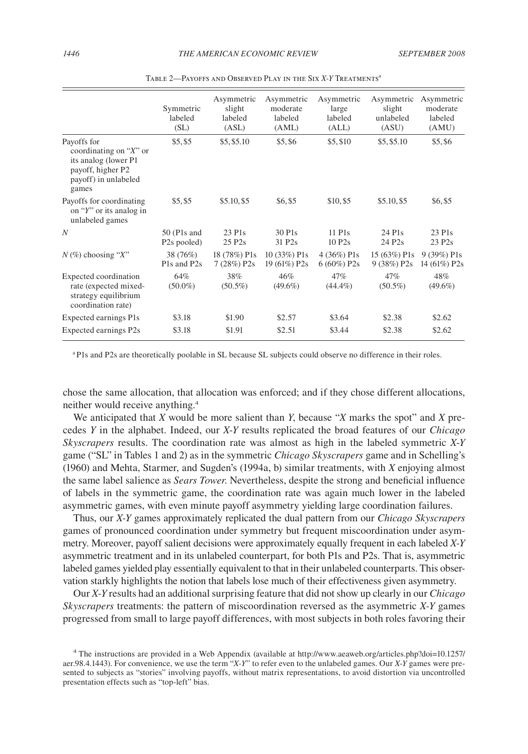Table 2—Payoffs and Observed Play in the Six *X-Y* Treatments[a]

| | Symmetric labeled (SL) | Asymmetric slight labeled (ASL) | Asymmetric moderate labeled (AML) | Asymmetric large labeled (ALL) | Asymmetric slight unlabeled (ASU) | Asymmetric moderate labeled (AMU) |
|---|---|---|---|---|---|---|
| Payoffs for coordinating on "*X*" or its analog (lower P1 payoff, higher P2 payoff) in unlabeled games | \$5, \$5 | \$5, \$5.10 | \$5, \$6 | \$5, \$10 | \$5, \$5.10 | \$5, \$6 |
| Payoffs for coordinating on "*Y*" or its analog in unlabeled games | \$5, \$5 | \$5.10, \$5 | \$6, \$5 | \$10, \$5 | \$5.10, \$5 | \$6, \$5 |
| *N* | 50 (P1s and P2s pooled) | 23 P1s 25 P2s | 30 P1s 31 P2s | 11 P1s 10 P2s | 24 P1s 24 P2s | 23 P1s 23 P2s |
| *N* (%) choosing "*X*" | 38 (76%) P1s and P2s | 18 (78%) P1s 7 (28%) P2s | 10 (33%) P1s 19 (61%) P2s | 4 (36%) P1s 6 (60%) P2s | 15 (63%) P1s 9 (38%) P2s | 9 (39%) P1s 14 (61%) P2s |
| Expected coordination rate (expected mixed-strategy equilibrium coordination rate) | 64% (50.0%) | 38% (50.5%) | 46% (49.6%) | 47% (44.4%) | 47% (50.5%) | 48% (49.6%) |
| Expected earnings P1s | \$3.18 | \$1.90 | \$2.57 | \$3.64 | \$2.38 | \$2.62 |
| Expected earnings P2s | \$3.18 | \$1.91 | \$2.51 | \$3.44 | \$2.38 | \$2.62 |

[a] P1s and P2s are theoretically poolable in SL because SL subjects could observe no difference in their roles.

chose the same allocation, that allocation was enforced; and if they chose different allocations, neither would receive anything.[4]

We anticipated that *X* would be more salient than *Y*, because "*X* marks the spot" and *X* precedes *Y* in the alphabet. Indeed, our *X-Y* results replicated the broad features of our *Chicago Skyscrapers* results. The coordination rate was almost as high in the labeled symmetric *X-Y* game ("SL" in Tables 1 and 2) as in the symmetric *Chicago Skyscrapers* game and in Schelling's (1960) and Mehta, Starmer, and Sugden's (1994a, b) similar treatments, with *X* enjoying almost the same label salience as *Sears Tower*. Nevertheless, despite the strong and beneficial influence of labels in the symmetric game, the coordination rate was again much lower in the labeled asymmetric games, with even minute payoff asymmetry yielding large coordination failures.

Thus, our *X-Y* games approximately replicated the dual pattern from our *Chicago Skyscrapers* games of pronounced coordination under symmetry but frequent miscoordination under asymmetry. Moreover, payoff salient decisions were approximately equally frequent in each labeled *X-Y* asymmetric treatment and in its unlabeled counterpart, for both P1s and P2s. That is, asymmetric labeled games yielded play essentially equivalent to that in their unlabeled counterparts. This observation starkly highlights the notion that labels lose much of their effectiveness given asymmetry.

Our *X-Y* results had an additional surprising feature that did not show up clearly in our *Chicago Skyscrapers* treatments: the pattern of miscoordination reversed as the asymmetric *X-Y* games progressed from small to large payoff differences, with most subjects in both roles favoring their

[4] The instructions are provided in a Web Appendix (available at http://www.aeaweb.org/articles.php?doi=10.1257/aer.98.4.1443). For convenience, we use the term "*X-Y*" to refer even to the unlabeled games. Our *X-Y* games were presented to subjects as "stories" involving payoffs, without matrix representations, to avoid distortion via uncontrolled presentation effects such as "top-left" bias.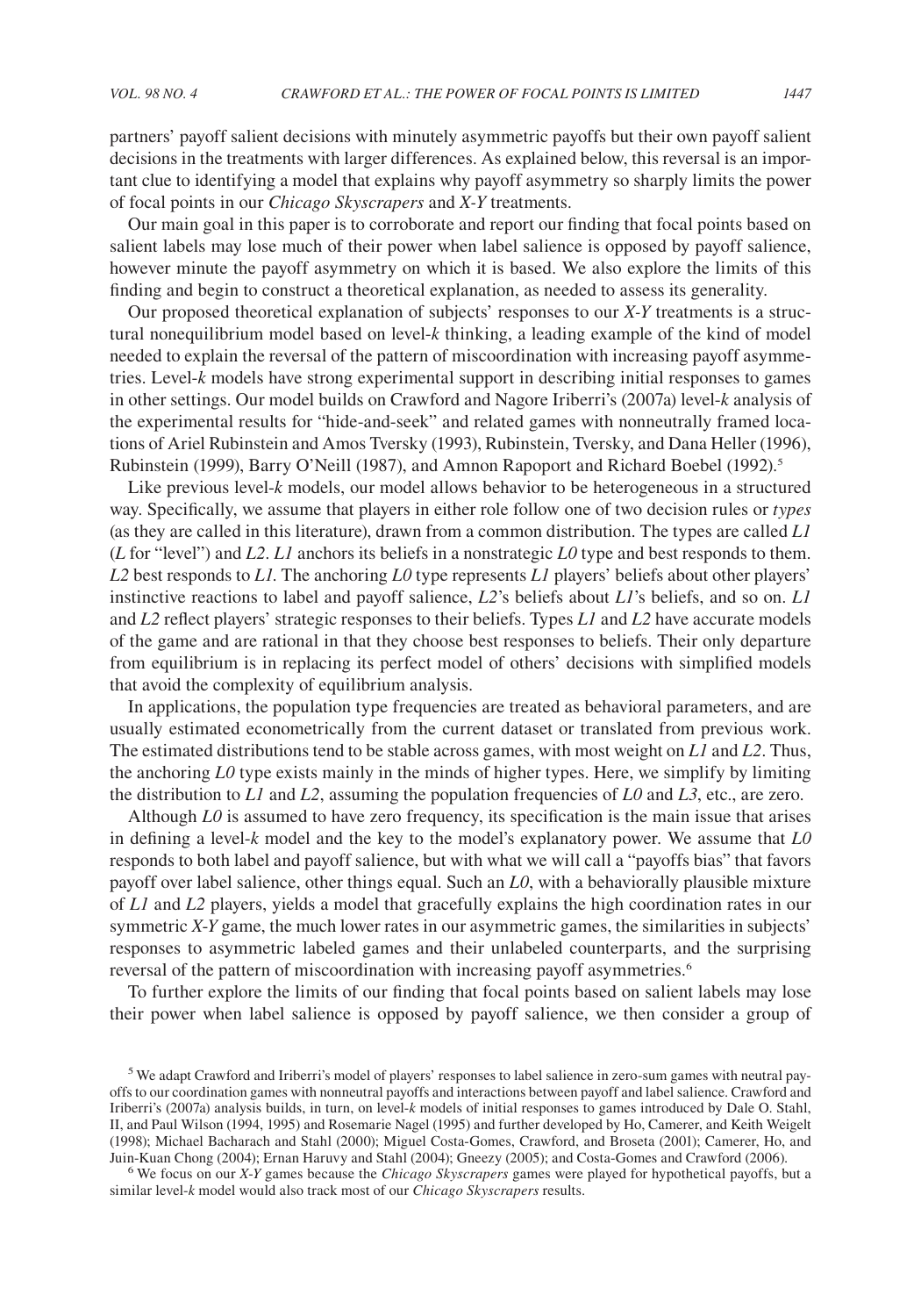partners' payoff salient decisions with minutely asymmetric payoffs but their own payoff salient decisions in the treatments with larger differences. As explained below, this reversal is an important clue to identifying a model that explains why payoff asymmetry so sharply limits the power of focal points in our *Chicago Skyscrapers* and *X-Y* treatments.

Our main goal in this paper is to corroborate and report our finding that focal points based on salient labels may lose much of their power when label salience is opposed by payoff salience, however minute the payoff asymmetry on which it is based. We also explore the limits of this finding and begin to construct a theoretical explanation, as needed to assess its generality.

Our proposed theoretical explanation of subjects' responses to our *X-Y* treatments is a structural nonequilibrium model based on level-*k* thinking, a leading example of the kind of model needed to explain the reversal of the pattern of miscoordination with increasing payoff asymmetries. Level-*k* models have strong experimental support in describing initial responses to games in other settings. Our model builds on Crawford and Nagore Iriberri's (2007a) level-*k* analysis of the experimental results for "hide-and-seek" and related games with nonneutrally framed locations of Ariel Rubinstein and Amos Tversky (1993), Rubinstein, Tversky, and Dana Heller (1996), Rubinstein (1999), Barry O'Neill (1987), and Amnon Rapoport and Richard Boebel (1992).[5]

Like previous level-*k* models, our model allows behavior to be heterogeneous in a structured way. Specifically, we assume that players in either role follow one of two decision rules or *types* (as they are called in this literature), drawn from a common distribution. The types are called *L1* (*L* for "level") and *L2*. *L1* anchors its beliefs in a nonstrategic *L0* type and best responds to them. *L2* best responds to *L1*. The anchoring *L0* type represents *L1* players' beliefs about other players' instinctive reactions to label and payoff salience, *L2*'s beliefs about *L1*'s beliefs, and so on. *L1* and *L2* reflect players' strategic responses to their beliefs. Types *L1* and *L2* have accurate models of the game and are rational in that they choose best responses to beliefs. Their only departure from equilibrium is in replacing its perfect model of others' decisions with simplified models that avoid the complexity of equilibrium analysis.

In applications, the population type frequencies are treated as behavioral parameters, and are usually estimated econometrically from the current dataset or translated from previous work. The estimated distributions tend to be stable across games, with most weight on *L1* and *L2*. Thus, the anchoring *L0* type exists mainly in the minds of higher types. Here, we simplify by limiting the distribution to *L1* and *L2*, assuming the population frequencies of *L0* and *L3*, etc., are zero.

Although *L0* is assumed to have zero frequency, its specification is the main issue that arises in defining a level-*k* model and the key to the model's explanatory power. We assume that *L0* responds to both label and payoff salience, but with what we will call a "payoffs bias" that favors payoff over label salience, other things equal. Such an *L0*, with a behaviorally plausible mixture of *L1* and *L2* players, yields a model that gracefully explains the high coordination rates in our symmetric *X-Y* game, the much lower rates in our asymmetric games, the similarities in subjects' responses to asymmetric labeled games and their unlabeled counterparts, and the surprising reversal of the pattern of miscoordination with increasing payoff asymmetries.[6]

To further explore the limits of our finding that focal points based on salient labels may lose their power when label salience is opposed by payoff salience, we then consider a group of

[5] We adapt Crawford and Iriberri's model of players' responses to label salience in zero-sum games with neutral payoffs to our coordination games with nonneutral payoffs and interactions between payoff and label salience. Crawford and Iriberri's (2007a) analysis builds, in turn, on level-*k* models of initial responses to games introduced by Dale O. Stahl, II, and Paul Wilson (1994, 1995) and Rosemarie Nagel (1995) and further developed by Ho, Camerer, and Keith Weigelt (1998); Michael Bacharach and Stahl (2000); Miguel Costa-Gomes, Crawford, and Broseta (2001); Camerer, Ho, and Juin-Kuan Chong (2004); Ernan Haruvy and Stahl (2004); Gneezy (2005); and Costa-Gomes and Crawford (2006).

[6] We focus on our *X-Y* games because the *Chicago Skyscrapers* games were played for hypothetical payoffs, but a similar level-*k* model would also track most of our *Chicago Skyscrapers* results.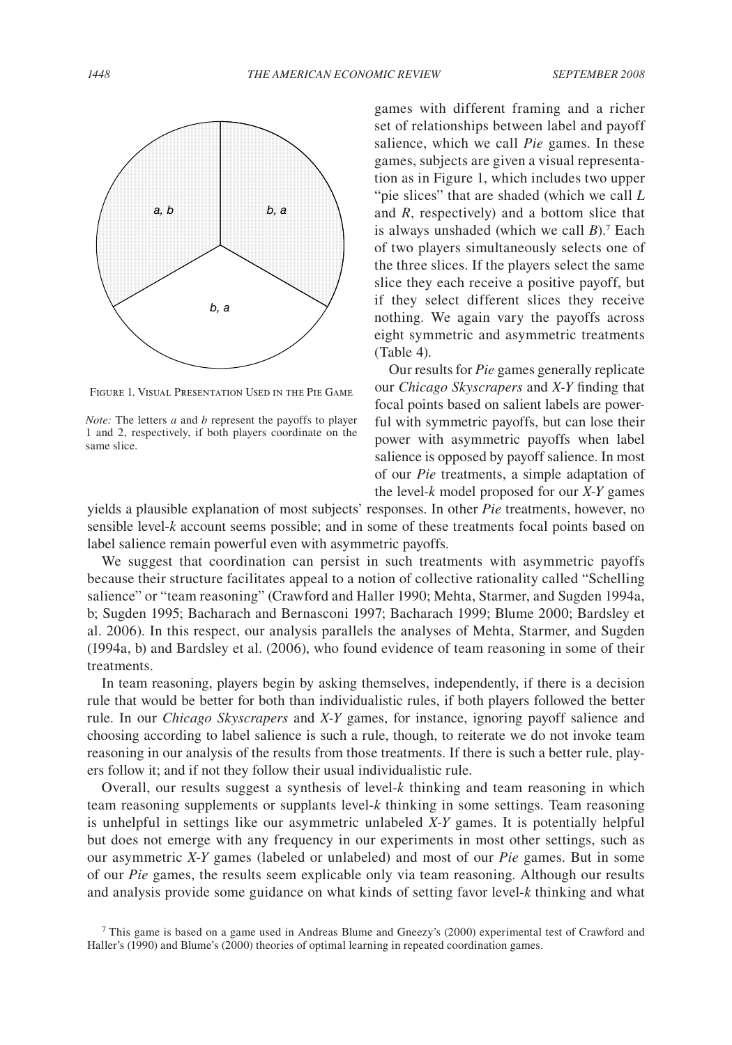FIGURE 1. VISUAL PRESENTATION USED IN THE PIE GAME

*Note:* The letters *a* and *b* represent the payoffs to player 1 and 2, respectively, if both players coordinate on the same slice.

games with different framing and a richer set of relationships between label and payoff salience, which we call *Pie* games. In these games, subjects are given a visual representation as in Figure 1, which includes two upper "pie slices" that are shaded (which we call *L* and *R*, respectively) and a bottom slice that is always unshaded (which we call *B*).[7] Each of two players simultaneously selects one of the three slices. If the players select the same slice they each receive a positive payoff, but if they select different slices they receive nothing. We again vary the payoffs across eight symmetric and asymmetric treatments (Table 4).

Our results for *Pie* games generally replicate our *Chicago Skyscrapers* and *X-Y* finding that focal points based on salient labels are powerful with symmetric payoffs, but can lose their power with asymmetric payoffs when label salience is opposed by payoff salience. In most of our *Pie* treatments, a simple adaptation of the level-*k* model proposed for our *X-Y* games yields a plausible explanation of most subjects' responses. In other *Pie* treatments, however, no sensible level-*k* account seems possible; and in some of these treatments focal points based on label salience remain powerful even with asymmetric payoffs.

We suggest that coordination can persist in such treatments with asymmetric payoffs because their structure facilitates appeal to a notion of collective rationality called "Schelling salience" or "team reasoning" (Crawford and Haller 1990; Mehta, Starmer, and Sugden 1994a, b; Sugden 1995; Bacharach and Bernasconi 1997; Bacharach 1999; Blume 2000; Bardsley et al. 2006). In this respect, our analysis parallels the analyses of Mehta, Starmer, and Sugden (1994a, b) and Bardsley et al. (2006), who found evidence of team reasoning in some of their treatments.

In team reasoning, players begin by asking themselves, independently, if there is a decision rule that would be better for both than individualistic rules, if both players followed the better rule. In our *Chicago Skyscrapers* and *X-Y* games, for instance, ignoring payoff salience and choosing according to label salience is such a rule, though, to reiterate we do not invoke team reasoning in our analysis of the results from those treatments. If there is such a better rule, players follow it; and if not they follow their usual individualistic rule.

Overall, our results suggest a synthesis of level-*k* thinking and team reasoning in which team reasoning supplements or supplants level-*k* thinking in some settings. Team reasoning is unhelpful in settings like our asymmetric unlabeled *X-Y* games. It is potentially helpful but does not emerge with any frequency in our experiments in most other settings, such as our asymmetric *X-Y* games (labeled or unlabeled) and most of our *Pie* games. But in some of our *Pie* games, the results seem explicable only via team reasoning. Although our results and analysis provide some guidance on what kinds of setting favor level-*k* thinking and what

[7] This game is based on a game used in Andreas Blume and Gneezy's (2000) experimental test of Crawford and Haller's (1990) and Blume's (2000) theories of optimal learning in repeated coordination games.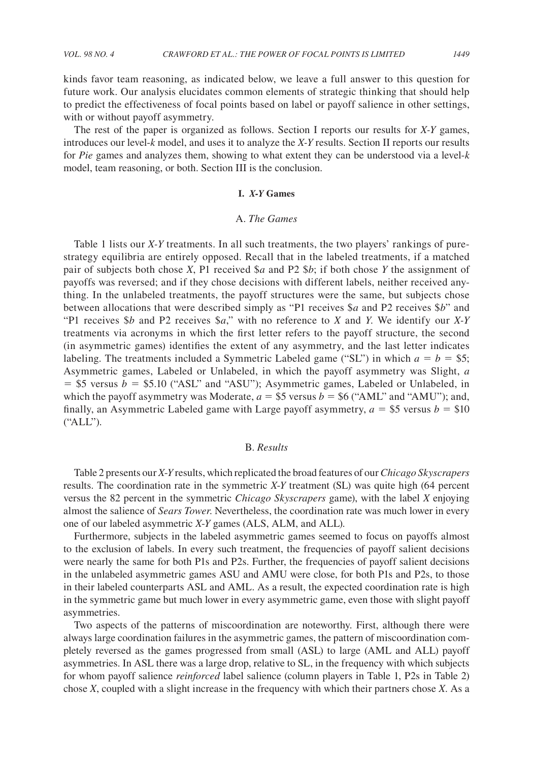kinds favor team reasoning, as indicated below, we leave a full answer to this question for future work. Our analysis elucidates common elements of strategic thinking that should help to predict the effectiveness of focal points based on label or payoff salience in other settings, with or without payoff asymmetry.

The rest of the paper is organized as follows. Section I reports our results for *X-Y* games, introduces our level-*k* model, and uses it to analyze the *X-Y* results. Section II reports our results for *Pie* games and analyzes them, showing to what extent they can be understood via a level-*k* model, team reasoning, or both. Section III is the conclusion.

## I. *X-Y* Games

### A. *The Games*

Table 1 lists our *X-Y* treatments. In all such treatments, the two players' rankings of pure-strategy equilibria are entirely opposed. Recall that in the labeled treatments, if a matched pair of subjects both chose *X*, P1 received \$$a$ and P2 \$$b$; if both chose *Y* the assignment of payoffs was reversed; and if they chose decisions with different labels, neither received anything. In the unlabeled treatments, the payoff structures were the same, but subjects chose between allocations that were described simply as "P1 receives \$$a$ and P2 receives \$$b$" and "P1 receives \$$b$ and P2 receives \$$a$," with no reference to *X* and *Y*. We identify our *X-Y* treatments via acronyms in which the first letter refers to the payoff structure, the second (in asymmetric games) identifies the extent of any asymmetry, and the last letter indicates labeling. The treatments included a Symmetric Labeled game ("SL") in which $a = b =$ \$5; Asymmetric games, Labeled or Unlabeled, in which the payoff asymmetry was Slight, $a =$ \$5 versus $b =$ \$5.10 ("ASL" and "ASU"); Asymmetric games, Labeled or Unlabeled, in which the payoff asymmetry was Moderate, $a =$ \$5 versus $b =$ \$6 ("AML" and "AMU"); and, finally, an Asymmetric Labeled game with Large payoff asymmetry, $a =$ \$5 versus $b =$ \$10 ("ALL").

### B. *Results*

Table 2 presents our *X-Y* results, which replicated the broad features of our *Chicago Skyscrapers* results. The coordination rate in the symmetric *X-Y* treatment (SL) was quite high (64 percent versus the 82 percent in the symmetric *Chicago Skyscrapers* game), with the label *X* enjoying almost the salience of *Sears Tower*. Nevertheless, the coordination rate was much lower in every one of our labeled asymmetric *X-Y* games (ALS, ALM, and ALL).

Furthermore, subjects in the labeled asymmetric games seemed to focus on payoffs almost to the exclusion of labels. In every such treatment, the frequencies of payoff salient decisions were nearly the same for both P1s and P2s. Further, the frequencies of payoff salient decisions in the unlabeled asymmetric games ASU and AMU were close, for both P1s and P2s, to those in their labeled counterparts ASL and AML. As a result, the expected coordination rate is high in the symmetric game but much lower in every asymmetric game, even those with slight payoff asymmetries.

Two aspects of the patterns of miscoordination are noteworthy. First, although there were always large coordination failures in the asymmetric games, the pattern of miscoordination completely reversed as the games progressed from small (ASL) to large (AML and ALL) payoff asymmetries. In ASL there was a large drop, relative to SL, in the frequency with which subjects for whom payoff salience *reinforced* label salience (column players in Table 1, P2s in Table 2) chose *X*, coupled with a slight increase in the frequency with which their partners chose *X*. As a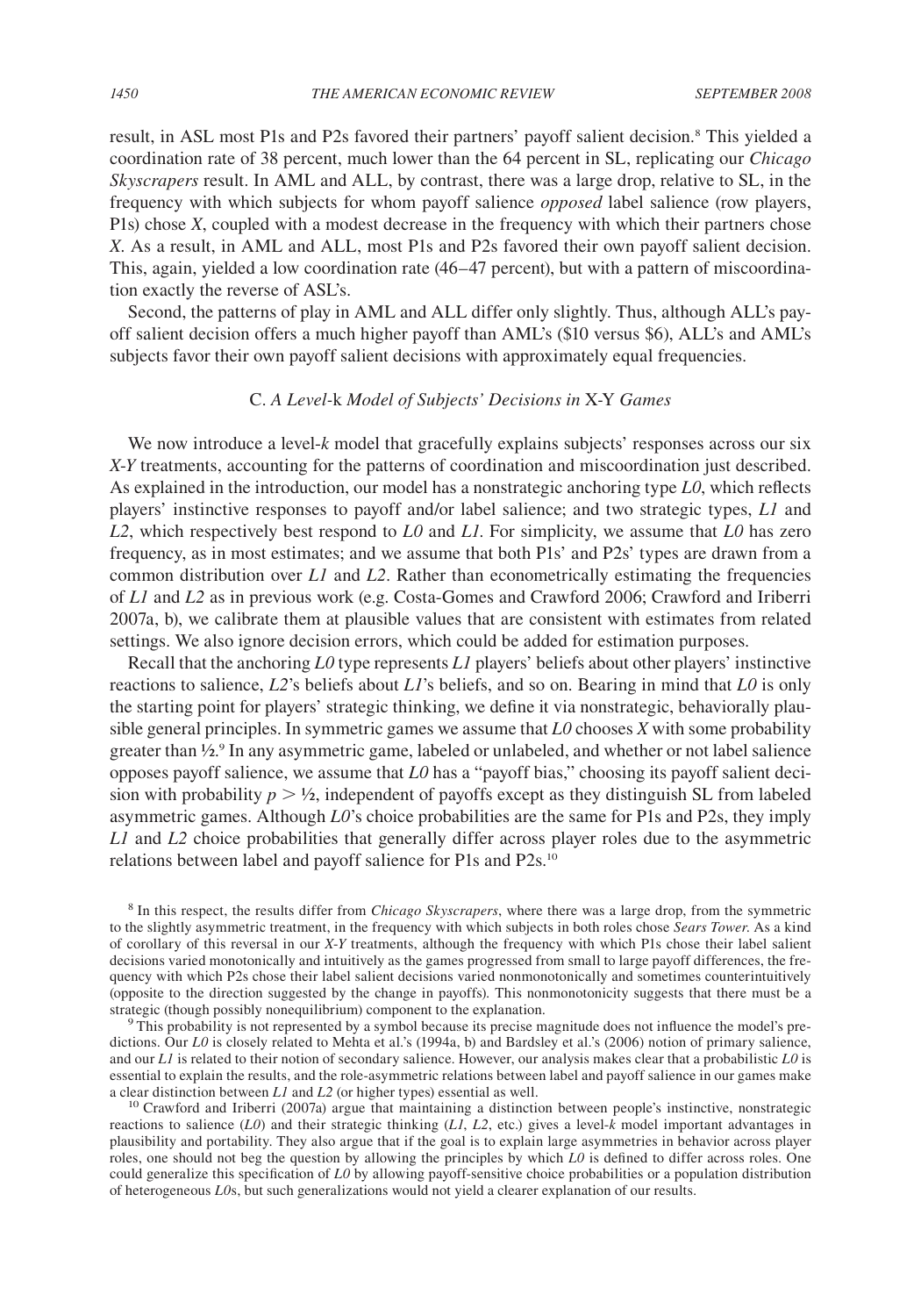result, in ASL most P1s and P2s favored their partners' payoff salient decision.[8] This yielded a coordination rate of 38 percent, much lower than the 64 percent in SL, replicating our *Chicago Skyscrapers* result. In AML and ALL, by contrast, there was a large drop, relative to SL, in the frequency with which subjects for whom payoff salience *opposed* label salience (row players, P1s) chose *X*, coupled with a modest decrease in the frequency with which their partners chose *X*. As a result, in AML and ALL, most P1s and P2s favored their own payoff salient decision. This, again, yielded a low coordination rate (46–47 percent), but with a pattern of miscoordination exactly the reverse of ASL's.

Second, the patterns of play in AML and ALL differ only slightly. Thus, although ALL's payoff salient decision offers a much higher payoff than AML's ($10 versus $6), ALL's and AML's subjects favor their own payoff salient decisions with approximately equal frequencies.

### C. *A Level-*k *Model of Subjects' Decisions in* X-Y *Games*

We now introduce a level-*k* model that gracefully explains subjects' responses across our six *X-Y* treatments, accounting for the patterns of coordination and miscoordination just described. As explained in the introduction, our model has a nonstrategic anchoring type *L0*, which reflects players' instinctive responses to payoff and/or label salience; and two strategic types, *L1* and *L2*, which respectively best respond to *L0* and *L1*. For simplicity, we assume that *L0* has zero frequency, as in most estimates; and we assume that both P1s' and P2s' types are drawn from a common distribution over *L1* and *L2*. Rather than econometrically estimating the frequencies of *L1* and *L2* as in previous work (e.g. Costa-Gomes and Crawford 2006; Crawford and Iriberri 2007a, b), we calibrate them at plausible values that are consistent with estimates from related settings. We also ignore decision errors, which could be added for estimation purposes.

Recall that the anchoring *L0* type represents *L1* players' beliefs about other players' instinctive reactions to salience, *L2*'s beliefs about *L1*'s beliefs, and so on. Bearing in mind that *L0* is only the starting point for players' strategic thinking, we define it via nonstrategic, behaviorally plausible general principles. In symmetric games we assume that *L0* chooses *X* with some probability greater than ½.[9] In any asymmetric game, labeled or unlabeled, and whether or not label salience opposes payoff salience, we assume that *L0* has a "payoff bias," choosing its payoff salient decision with probability $p > ½$, independent of payoffs except as they distinguish SL from labeled asymmetric games. Although *L0*'s choice probabilities are the same for P1s and P2s, they imply *L1* and *L2* choice probabilities that generally differ across player roles due to the asymmetric relations between label and payoff salience for P1s and P2s.[10]

[8] In this respect, the results differ from *Chicago Skyscrapers*, where there was a large drop, from the symmetric to the slightly asymmetric treatment, in the frequency with which subjects in both roles chose *Sears Tower*. As a kind of corollary of this reversal in our *X-Y* treatments, although the frequency with which P1s chose their label salient decisions varied monotonically and intuitively as the games progressed from small to large payoff differences, the frequency with which P2s chose their label salient decisions varied nonmonotonically and sometimes counterintuitively (opposite to the direction suggested by the change in payoffs). This nonmonotonicity suggests that there must be a strategic (though possibly nonequilibrium) component to the explanation.

[9] This probability is not represented by a symbol because its precise magnitude does not influence the model's predictions. Our *L0* is closely related to Mehta et al.'s (1994a, b) and Bardsley et al.'s (2006) notion of primary salience, and our *L1* is related to their notion of secondary salience. However, our analysis makes clear that a probabilistic *L0* is essential to explain the results, and the role-asymmetric relations between label and payoff salience in our games make a clear distinction between *L1* and *L2* (or higher types) essential as well.

[10] Crawford and Iriberri (2007a) argue that maintaining a distinction between people's instinctive, nonstrategic reactions to salience (*L0*) and their strategic thinking (*L1*, *L2*, etc.) gives a level-*k* model important advantages in plausibility and portability. They also argue that if the goal is to explain large asymmetries in behavior across player roles, one should not beg the question by allowing the principles by which *L0* is defined to differ across roles. One could generalize this specification of *L0* by allowing payoff-sensitive choice probabilities or a population distribution of heterogeneous *L0*s, but such generalizations would not yield a clearer explanation of our results.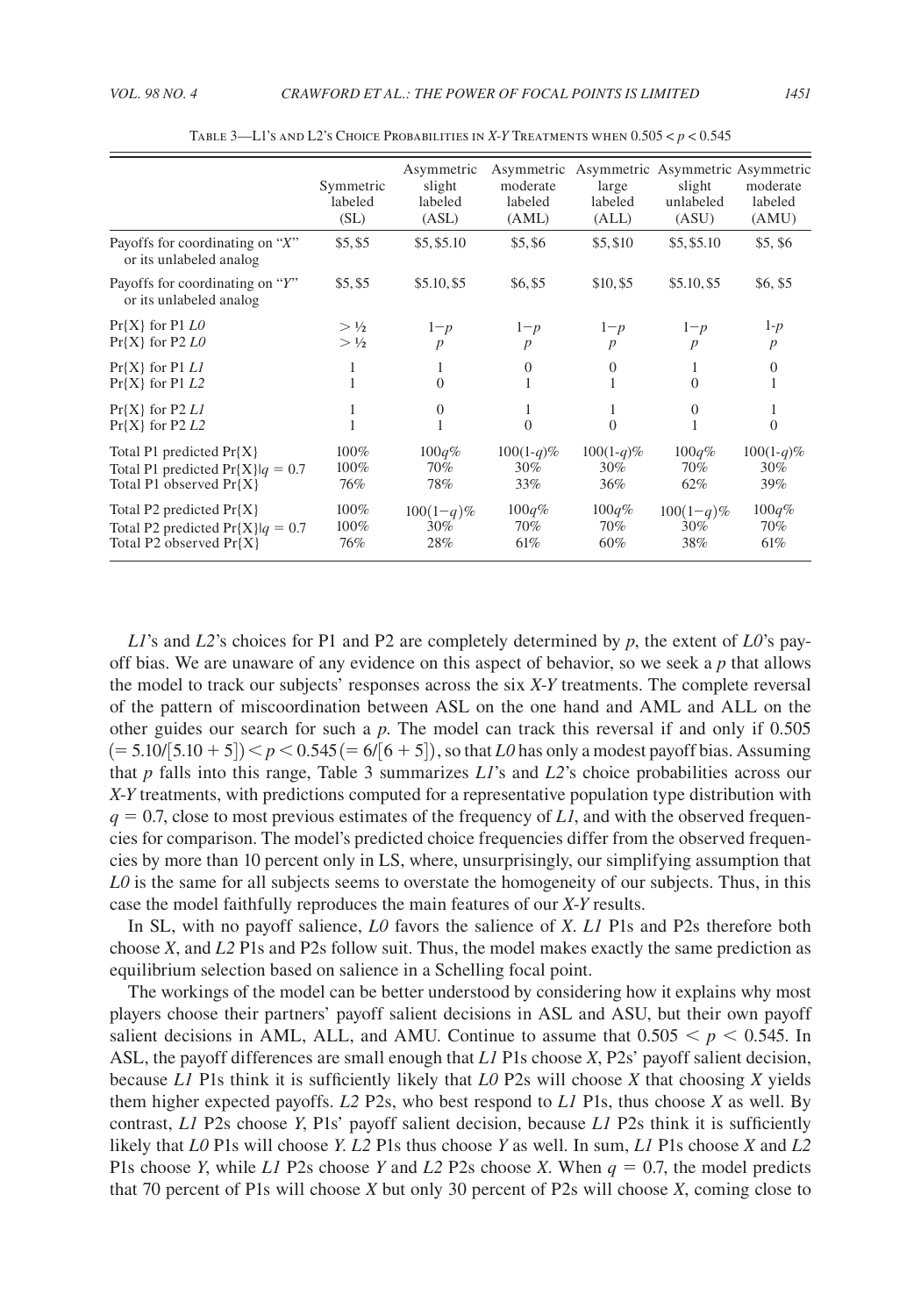Table 3—*L1*'s and *L2*'s Choice Probabilities in *X-Y* Treatments when $0.505 < p < 0.545$

| | Symmetric labeled (SL) | Asymmetric slight labeled (ASL) | Asymmetric moderate labeled (AML) | Asymmetric large labeled (ALL) | Asymmetric slight unlabeled (ASU) | Asymmetric moderate labeled (AMU) |
|---|---|---|---|---|---|---|
| Payoffs for coordinating on "*X*" or its unlabeled analog | \$5, \$5 | \$5, \$5.10 | \$5, \$6 | \$5, \$10 | \$5, \$5.10 | \$5, \$6 |
| Payoffs for coordinating on "*Y*" or its unlabeled analog | \$5, \$5 | \$5.10, \$5 | \$6, \$5 | \$10, \$5 | \$5.10, \$5 | \$6, \$5 |
| Pr{X} for P1 *L0* | $> ½$ | $1-p$ | $1-p$ | $1-p$ | $1-p$ | $1-p$ |
| Pr{X} for P2 *L0* | $> ½$ | $p$ | $p$ | $p$ | $p$ | $p$ |
| Pr{X} for P1 *L1* | 1 | 1 | 0 | 0 | 1 | 0 |
| Pr{X} for P1 *L2* | 1 | 0 | 1 | 1 | 0 | 1 |
| Pr{X} for P2 *L1* | 1 | 0 | 1 | 1 | 0 | 1 |
| Pr{X} for P2 *L2* | 1 | 1 | 0 | 0 | 1 | 0 |
| Total P1 predicted Pr{X} | 100% | $100q$% | $100(1-q)$% | $100(1-q)$% | $100q$% | $100(1-q)$% |
| Total P1 predicted Pr{X}\|$q = 0.7$ | 100% | 70% | 30% | 30% | 70% | 30% |
| Total P1 observed Pr{X} | 76% | 78% | 33% | 36% | 62% | 39% |
| Total P2 predicted Pr{X} | 100% | $100(1-q)$% | $100q$% | $100q$% | $100(1-q)$% | $100q$% |
| Total P2 predicted Pr{X}\|$q = 0.7$ | 100% | 30% | 70% | 70% | 30% | 70% |
| Total P2 observed Pr{X} | 76% | 28% | 61% | 60% | 38% | 61% |

*L1*'s and *L2*'s choices for P1 and P2 are completely determined by $p$, the extent of *L0*'s payoff bias. We are unaware of any evidence on this aspect of behavior, so we seek a $p$ that allows the model to track our subjects' responses across the six *X-Y* treatments. The complete reversal of the pattern of miscoordination between ASL on the one hand and AML and ALL on the other guides our search for such a $p$. The model can track this reversal if and only if $0.505$ $(= 5.10/[5.10 + 5]) < p < 0.545 (= 6/[6 + 5])$, so that *L0* has only a modest payoff bias. Assuming that $p$ falls into this range, Table 3 summarizes *L1*'s and *L2*'s choice probabilities across our *X-Y* treatments, with predictions computed for a representative population type distribution with $q = 0.7$, close to most previous estimates of the frequency of *L1*, and with the observed frequencies for comparison. The model's predicted choice frequencies differ from the observed frequencies by more than 10 percent only in LS, where, unsurprisingly, our simplifying assumption that *L0* is the same for all subjects seems to overstate the homogeneity of our subjects. Thus, in this case the model faithfully reproduces the main features of our *X-Y* results.

In SL, with no payoff salience, *L0* favors the salience of *X*. *L1* P1s and P2s therefore both choose *X*, and *L2* P1s and P2s follow suit. Thus, the model makes exactly the same prediction as equilibrium selection based on salience in a Schelling focal point.

The workings of the model can be better understood by considering how it explains why most players choose their partners' payoff salient decisions in ASL and ASU, but their own payoff salient decisions in AML, ALL, and AMU. Continue to assume that $0.505 < p < 0.545$. In ASL, the payoff differences are small enough that *L1* P1s choose *X*, P2s' payoff salient decision, because *L1* P1s think it is sufficiently likely that *L0* P2s will choose *X* that choosing *X* yields them higher expected payoffs. *L2* P2s, who best respond to *L1* P1s, thus choose *X* as well. By contrast, *L1* P2s choose *Y*, P1s' payoff salient decision, because *L1* P2s think it is sufficiently likely that *L0* P1s will choose *Y*. *L2* P1s thus choose *Y* as well. In sum, *L1* P1s choose *X* and *L2* P1s choose *Y*, while *L1* P2s choose *Y* and *L2* P2s choose *X*. When $q = 0.7$, the model predicts that 70 percent of P1s will choose *X* but only 30 percent of P2s will choose *X*, coming close to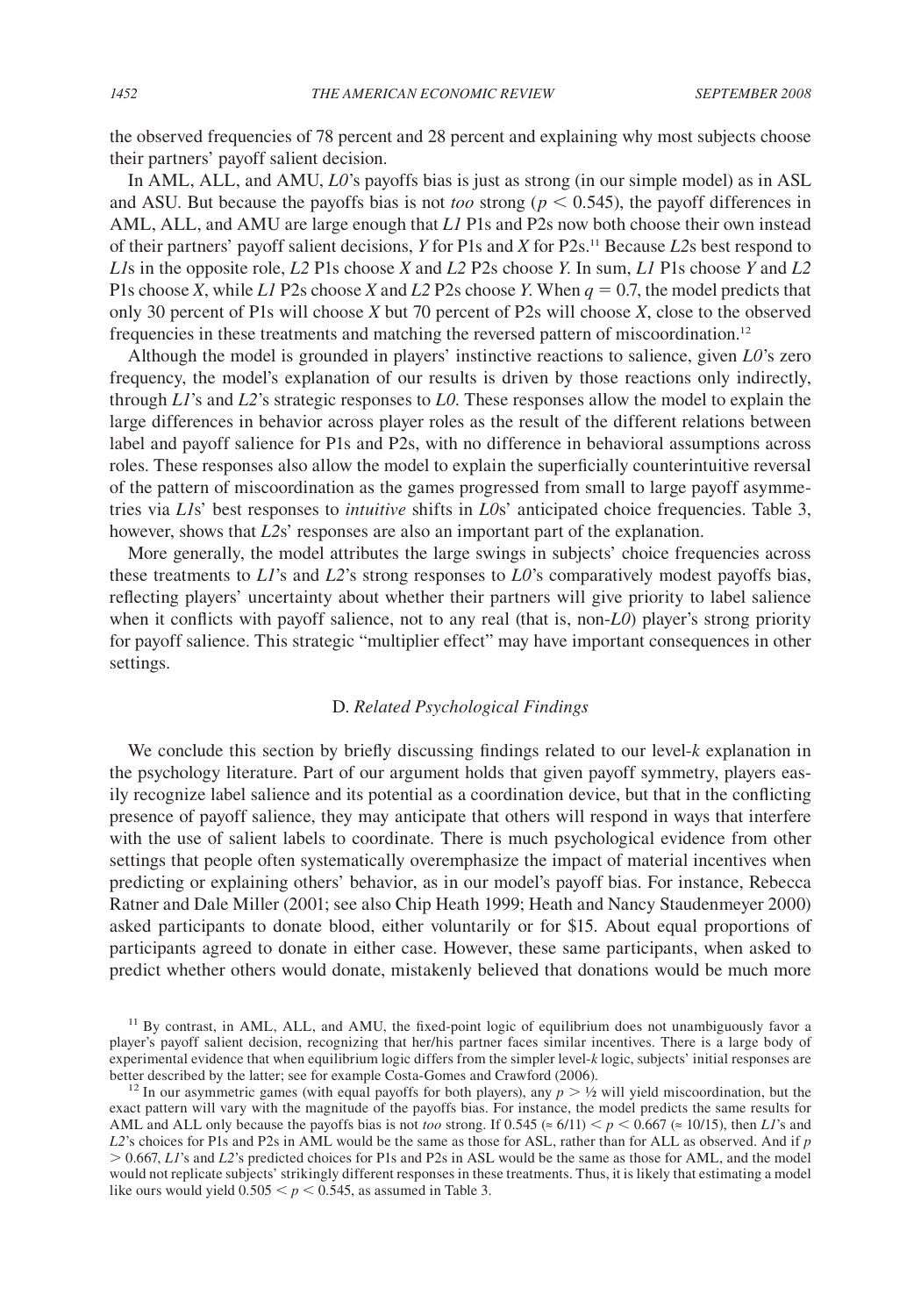the observed frequencies of 78 percent and 28 percent and explaining why most subjects choose their partners' payoff salient decision.

In AML, ALL, and AMU, *L0*'s payoffs bias is just as strong (in our simple model) as in ASL and ASU. But because the payoffs bias is not *too* strong ($p < 0.545$), the payoff differences in AML, ALL, and AMU are large enough that *L1* P1s and P2s now both choose their own instead of their partners' payoff salient decisions, *Y* for P1s and *X* for P2s.[11] Because *L2*s best respond to *L1*s in the opposite role, *L2* P1s choose *X* and *L2* P2s choose *Y*. In sum, *L1* P1s choose *Y* and *L2* P1s choose *X*, while *L1* P2s choose *X* and *L2* P2s choose *Y*. When $q = 0.7$, the model predicts that only 30 percent of P1s will choose *X* but 70 percent of P2s will choose *X*, close to the observed frequencies in these treatments and matching the reversed pattern of miscoordination.[12]

Although the model is grounded in players' instinctive reactions to salience, given *L0*'s zero frequency, the model's explanation of our results is driven by those reactions only indirectly, through *L1*'s and *L2*'s strategic responses to *L0*. These responses allow the model to explain the large differences in behavior across player roles as the result of the different relations between label and payoff salience for P1s and P2s, with no difference in behavioral assumptions across roles. These responses also allow the model to explain the superficially counterintuitive reversal of the pattern of miscoordination as the games progressed from small to large payoff asymmetries via *L1*s' best responses to *intuitive* shifts in *L0*s' anticipated choice frequencies. Table 3, however, shows that *L2*s' responses are also an important part of the explanation.

More generally, the model attributes the large swings in subjects' choice frequencies across these treatments to *L1*'s and *L2*'s strong responses to *L0*'s comparatively modest payoffs bias, reflecting players' uncertainty about whether their partners will give priority to label salience when it conflicts with payoff salience, not to any real (that is, non-*L0*) player's strong priority for payoff salience. This strategic "multiplier effect" may have important consequences in other settings.

### D. *Related Psychological Findings*

We conclude this section by briefly discussing findings related to our level-*k* explanation in the psychology literature. Part of our argument holds that given payoff symmetry, players easily recognize label salience and its potential as a coordination device, but that in the conflicting presence of payoff salience, they may anticipate that others will respond in ways that interfere with the use of salient labels to coordinate. There is much psychological evidence from other settings that people often systematically overemphasize the impact of material incentives when predicting or explaining others' behavior, as in our model's payoff bias. For instance, Rebecca Ratner and Dale Miller (2001; see also Chip Heath 1999; Heath and Nancy Staudenmeyer 2000) asked participants to donate blood, either voluntarily or for \$15. About equal proportions of participants agreed to donate in either case. However, these same participants, when asked to predict whether others would donate, mistakenly believed that donations would be much more

[11] By contrast, in AML, ALL, and AMU, the fixed-point logic of equilibrium does not unambiguously favor a player's payoff salient decision, recognizing that her/his partner faces similar incentives. There is a large body of experimental evidence that when equilibrium logic differs from the simpler level-*k* logic, subjects' initial responses are better described by the latter; see for example Costa-Gomes and Crawford (2006).

[12] In our asymmetric games (with equal payoffs for both players), any $p > ½$ will yield miscoordination, but the exact pattern will vary with the magnitude of the payoffs bias. For instance, the model predicts the same results for AML and ALL only because the payoffs bias is not *too* strong. If $0.545$ ($\approx 6/11$) $< p < 0.667$ ($\approx 10/15$), then *L1*'s and *L2*'s choices for P1s and P2s in AML would be the same as those for ASL, rather than for ALL as observed. And if $p > 0.667$, *L1*'s and *L2*'s predicted choices for P1s and P2s in ASL would be the same as those for AML, and the model would not replicate subjects' strikingly different responses in these treatments. Thus, it is likely that estimating a model like ours would yield $0.505 < p < 0.545$, as assumed in Table 3.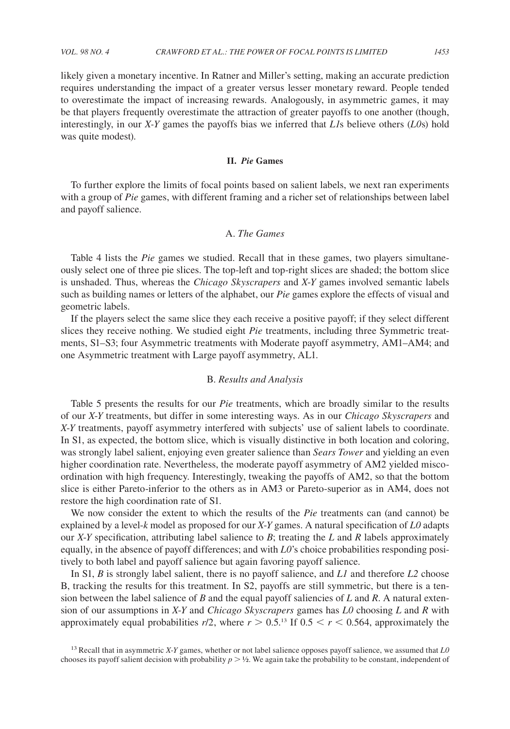likely given a monetary incentive. In Ratner and Miller's setting, making an accurate prediction requires understanding the impact of a greater versus lesser monetary reward. People tended to overestimate the impact of increasing rewards. Analogously, in asymmetric games, it may be that players frequently overestimate the attraction of greater payoffs to one another (though, interestingly, in our *X-Y* games the payoffs bias we inferred that *L1*s believe others (*L0*s) hold was quite modest).

## II. *Pie* Games

To further explore the limits of focal points based on salient labels, we next ran experiments with a group of *Pie* games, with different framing and a richer set of relationships between label and payoff salience.

### A. *The Games*

Table 4 lists the *Pie* games we studied. Recall that in these games, two players simultaneously select one of three pie slices. The top-left and top-right slices are shaded; the bottom slice is unshaded. Thus, whereas the *Chicago Skyscrapers* and *X-Y* games involved semantic labels such as building names or letters of the alphabet, our *Pie* games explore the effects of visual and geometric labels.

If the players select the same slice they each receive a positive payoff; if they select different slices they receive nothing. We studied eight *Pie* treatments, including three Symmetric treatments, S1–S3; four Asymmetric treatments with Moderate payoff asymmetry, AM1–AM4; and one Asymmetric treatment with Large payoff asymmetry, AL1.

### B. *Results and Analysis*

Table 5 presents the results for our *Pie* treatments, which are broadly similar to the results of our *X-Y* treatments, but differ in some interesting ways. As in our *Chicago Skyscrapers* and *X-Y* treatments, payoff asymmetry interfered with subjects' use of salient labels to coordinate. In S1, as expected, the bottom slice, which is visually distinctive in both location and coloring, was strongly label salient, enjoying even greater salience than *Sears Tower* and yielding an even higher coordination rate. Nevertheless, the moderate payoff asymmetry of AM2 yielded miscoordination with high frequency. Interestingly, tweaking the payoffs of AM2, so that the bottom slice is either Pareto-inferior to the others as in AM3 or Pareto-superior as in AM4, does not restore the high coordination rate of S1.

We now consider the extent to which the results of the *Pie* treatments can (and cannot) be explained by a level-*k* model as proposed for our *X-Y* games. A natural specification of *L0* adapts our *X-Y* specification, attributing label salience to *B*; treating the *L* and *R* labels approximately equally, in the absence of payoff differences; and with *L0*'s choice probabilities responding positively to both label and payoff salience but again favoring payoff salience.

In S1, *B* is strongly label salient, there is no payoff salience, and *L1* and therefore *L2* choose B, tracking the results for this treatment. In S2, payoffs are still symmetric, but there is a tension between the label salience of *B* and the equal payoff saliencies of *L* and *R*. A natural extension of our assumptions in *X-Y* and *Chicago Skyscrapers* games has *L0* choosing *L* and *R* with approximately equal probabilities $r/2$, where $r > 0.5$.[13] If $0.5 < r < 0.564$, approximately the

[13] Recall that in asymmetric *X-Y* games, whether or not label salience opposes payoff salience, we assumed that *L0* chooses its payoff salient decision with probability $p > ½$. We again take the probability to be constant, independent of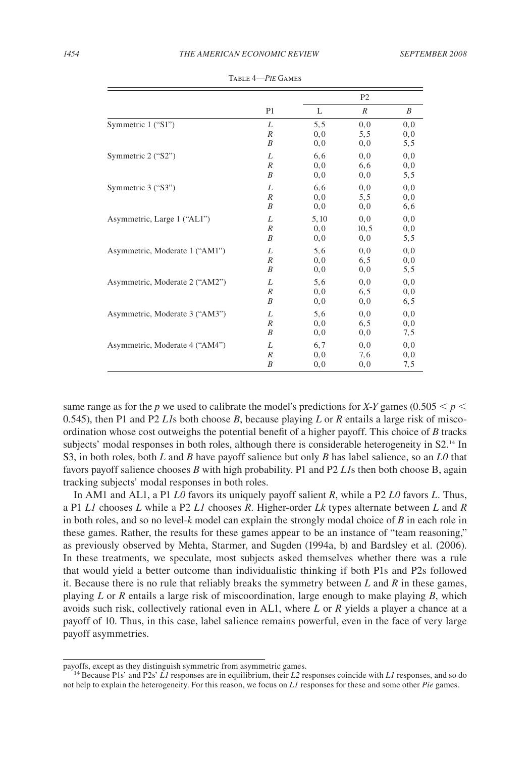TABLE 4—*PIE* GAMES

| | | P2 | | |
|---|---|---|---|---|
| | P1 | L | *R* | *B* |
| Symmetric 1 ("S1") | *L* | 5, 5 | 0, 0 | 0, 0 |
| | *R* | 0, 0 | 5, 5 | 0, 0 |
| | *B* | 0, 0 | 0, 0 | 5, 5 |
| Symmetric 2 ("S2") | *L* | 6, 6 | 0, 0 | 0, 0 |
| | *R* | 0, 0 | 6, 6 | 0, 0 |
| | *B* | 0, 0 | 0, 0 | 5, 5 |
| Symmetric 3 ("S3") | *L* | 6, 6 | 0, 0 | 0, 0 |
| | *R* | 0, 0 | 5, 5 | 0, 0 |
| | *B* | 0, 0 | 0, 0 | 6, 6 |
| Asymmetric, Large 1 ("AL1") | *L* | 5, 10 | 0, 0 | 0, 0 |
| | *R* | 0, 0 | 10, 5 | 0, 0 |
| | *B* | 0, 0 | 0, 0 | 5, 5 |
| Asymmetric, Moderate 1 ("AM1") | *L* | 5, 6 | 0, 0 | 0, 0 |
| | *R* | 0, 0 | 6, 5 | 0, 0 |
| | *B* | 0, 0 | 0, 0 | 5, 5 |
| Asymmetric, Moderate 2 ("AM2") | *L* | 5, 6 | 0, 0 | 0, 0 |
| | *R* | 0, 0 | 6, 5 | 0, 0 |
| | *B* | 0, 0 | 0, 0 | 6, 5 |
| Asymmetric, Moderate 3 ("AM3") | *L* | 5, 6 | 0, 0 | 0, 0 |
| | *R* | 0, 0 | 6, 5 | 0, 0 |
| | *B* | 0, 0 | 0, 0 | 7, 5 |
| Asymmetric, Moderate 4 ("AM4") | *L* | 6, 7 | 0, 0 | 0, 0 |
| | *R* | 0, 0 | 7, 6 | 0, 0 |
| | *B* | 0, 0 | 0, 0 | 7, 5 |

same range as for the $p$ we used to calibrate the model's predictions for *X-Y* games ($0.505 < p < 0.545$), then P1 and P2 *L1*s both choose *B*, because playing *L* or *R* entails a large risk of miscoordination whose cost outweighs the potential benefit of a higher payoff. This choice of *B* tracks subjects' modal responses in both roles, although there is considerable heterogeneity in S2.[14] In S3, in both roles, both *L* and *B* have payoff salience but only *B* has label salience, so an *L0* that favors payoff salience chooses *B* with high probability. P1 and P2 *L1*s then both choose B, again tracking subjects' modal responses in both roles.

In AM1 and AL1, a P1 *L0* favors its uniquely payoff salient *R*, while a P2 *L0* favors *L*. Thus, a P1 *L1* chooses *L* while a P2 *L1* chooses *R*. Higher-order *Lk* types alternate between *L* and *R* in both roles, and so no level-*k* model can explain the strongly modal choice of *B* in each role in these games. Rather, the results for these games appear to be an instance of "team reasoning," as previously observed by Mehta, Starmer, and Sugden (1994a, b) and Bardsley et al. (2006). In these treatments, we speculate, most subjects asked themselves whether there was a rule that would yield a better outcome than individualistic thinking if both P1s and P2s followed it. Because there is no rule that reliably breaks the symmetry between *L* and *R* in these games, playing *L* or *R* entails a large risk of miscoordination, large enough to make playing *B*, which avoids such risk, collectively rational even in AL1, where *L* or *R* yields a player a chance at a payoff of 10. Thus, in this case, label salience remains powerful, even in the face of very large payoff asymmetries.

payoffs, except as they distinguish symmetric from asymmetric games.

[14] Because P1s' and P2s' *L1* responses are in equilibrium, their *L2* responses coincide with *L1* responses, and so do not help to explain the heterogeneity. For this reason, we focus on *L1* responses for these and some other *Pie* games.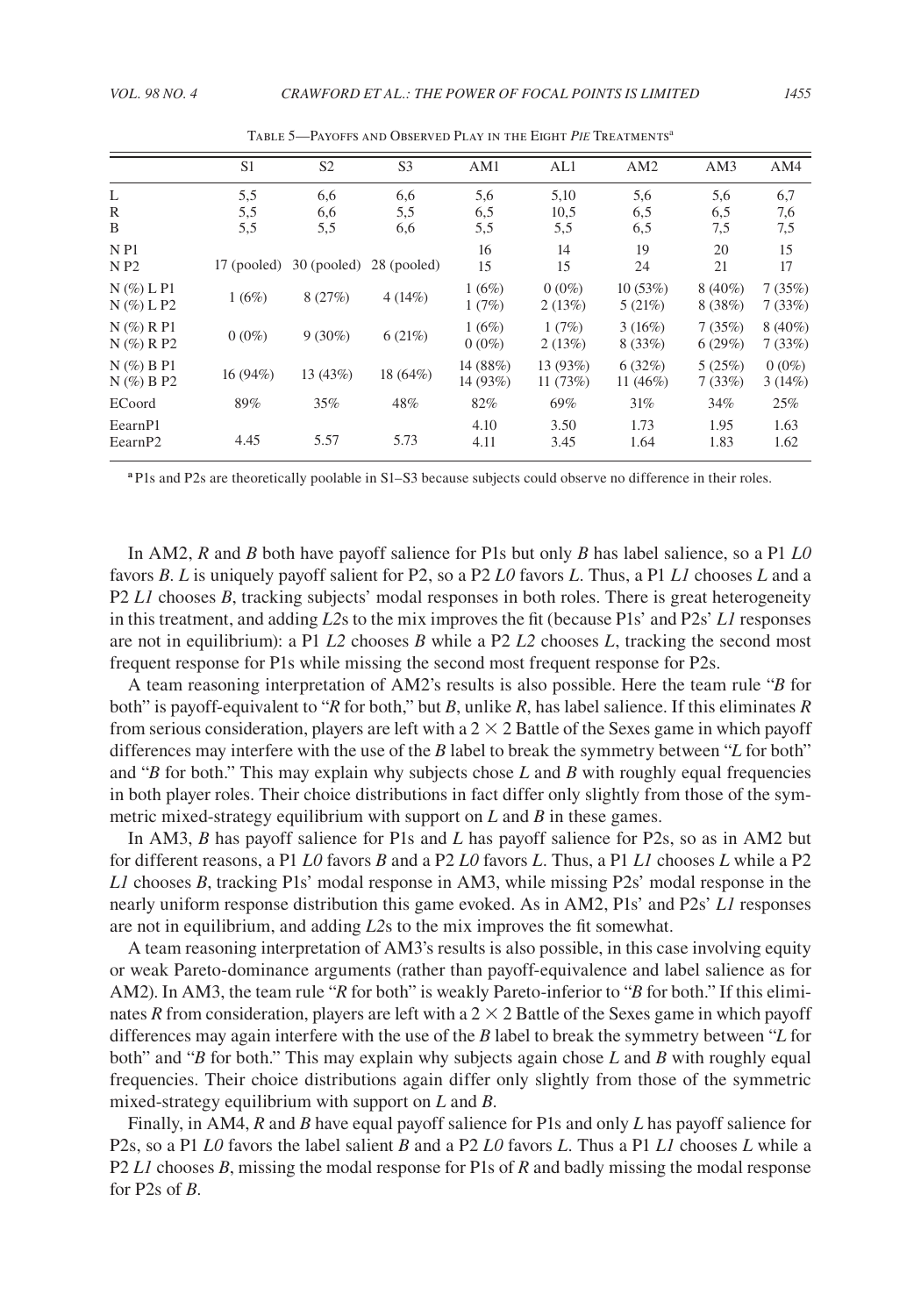Table 5—Payoffs and Observed Play in the Eight *Pie* Treatments[a]

| | S1 | S2 | S3 | AM1 | AL1 | AM2 | AM3 | AM4 |
|---|---|---|---|---|---|---|---|---|
| L | 5,5 | 6,6 | 6,6 | 5,6 | 5,10 | 5,6 | 5,6 | 6,7 |
| R | 5,5 | 6,6 | 5,5 | 6,5 | 10,5 | 6,5 | 6,5 | 7,6 |
| B | 5,5 | 5,5 | 6,6 | 5,5 | 5,5 | 6,5 | 7,5 | 7,5 |
| N P1 | | | | 16 | 14 | 19 | 20 | 15 |
| N P2 | 17 (pooled) | 30 (pooled) | 28 (pooled) | 15 | 15 | 24 | 21 | 17 |
| N (%) L P1 | 1 (6%) | 8 (27%) | 4 (14%) | 1 (6%) | 0 (0%) | 10 (53%) | 8 (40%) | 7 (35%) |
| N (%) L P2 | | | | 1 (7%) | 2 (13%) | 5 (21%) | 8 (38%) | 7 (33%) |
| N (%) R P1 | 0 (0%) | 9 (30%) | 6 (21%) | 1 (6%) | 1 (7%) | 3 (16%) | 7 (35%) | 8 (40%) |
| N (%) R P2 | | | | 0 (0%) | 2 (13%) | 8 (33%) | 6 (29%) | 7 (33%) |
| N (%) B P1 | 16 (94%) | 13 (43%) | 18 (64%) | 14 (88%) | 13 (93%) | 6 (32%) | 5 (25%) | 0 (0%) |
| N (%) B P2 | | | | 14 (93%) | 11 (73%) | 11 (46%) | 7 (33%) | 3 (14%) |
| ECoord | 89% | 35% | 48% | 82% | 69% | 31% | 34% | 25% |
| EearnP1 | | | | 4.10 | 3.50 | 1.73 | 1.95 | 1.63 |
| EearnP2 | 4.45 | 5.57 | 5.73 | 4.11 | 3.45 | 1.64 | 1.83 | 1.62 |

[a] P1s and P2s are theoretically poolable in S1–S3 because subjects could observe no difference in their roles.

In AM2, *R* and *B* both have payoff salience for P1s but only *B* has label salience, so a P1 *L0* favors *B*. *L* is uniquely payoff salient for P2, so a P2 *L0* favors *L*. Thus, a P1 *L1* chooses *L* and a P2 *L1* chooses *B*, tracking subjects' modal responses in both roles. There is great heterogeneity in this treatment, and adding *L2*s to the mix improves the fit (because P1s' and P2s' *L1* responses are not in equilibrium): a P1 *L2* chooses *B* while a P2 *L2* chooses *L*, tracking the second most frequent response for P1s while missing the second most frequent response for P2s.

A team reasoning interpretation of AM2's results is also possible. Here the team rule "*B* for both" is payoff-equivalent to "*R* for both," but *B*, unlike *R*, has label salience. If this eliminates *R* from serious consideration, players are left with a $2 \times 2$ Battle of the Sexes game in which payoff differences may interfere with the use of the *B* label to break the symmetry between "*L* for both" and "*B* for both." This may explain why subjects chose *L* and *B* with roughly equal frequencies in both player roles. Their choice distributions in fact differ only slightly from those of the symmetric mixed-strategy equilibrium with support on *L* and *B* in these games.

In AM3, *B* has payoff salience for P1s and *L* has payoff salience for P2s, so as in AM2 but for different reasons, a P1 *L0* favors *B* and a P2 *L0* favors *L*. Thus, a P1 *L1* chooses *L* while a P2 *L1* chooses *B*, tracking P1s' modal response in AM3, while missing P2s' modal response in the nearly uniform response distribution this game evoked. As in AM2, P1s' and P2s' *L1* responses are not in equilibrium, and adding *L2*s to the mix improves the fit somewhat.

A team reasoning interpretation of AM3's results is also possible, in this case involving equity or weak Pareto-dominance arguments (rather than payoff-equivalence and label salience as for AM2). In AM3, the team rule "*R* for both" is weakly Pareto-inferior to "*B* for both." If this eliminates *R* from consideration, players are left with a $2 \times 2$ Battle of the Sexes game in which payoff differences may again interfere with the use of the *B* label to break the symmetry between "*L* for both" and "*B* for both." This may explain why subjects again chose *L* and *B* with roughly equal frequencies. Their choice distributions again differ only slightly from those of the symmetric mixed-strategy equilibrium with support on *L* and *B*.

Finally, in AM4, *R* and *B* have equal payoff salience for P1s and only *L* has payoff salience for P2s, so a P1 *L0* favors the label salient *B* and a P2 *L0* favors *L*. Thus a P1 *L1* chooses *L* while a P2 *L1* chooses *B*, missing the modal response for P1s of *R* and badly missing the modal response for P2s of *B*.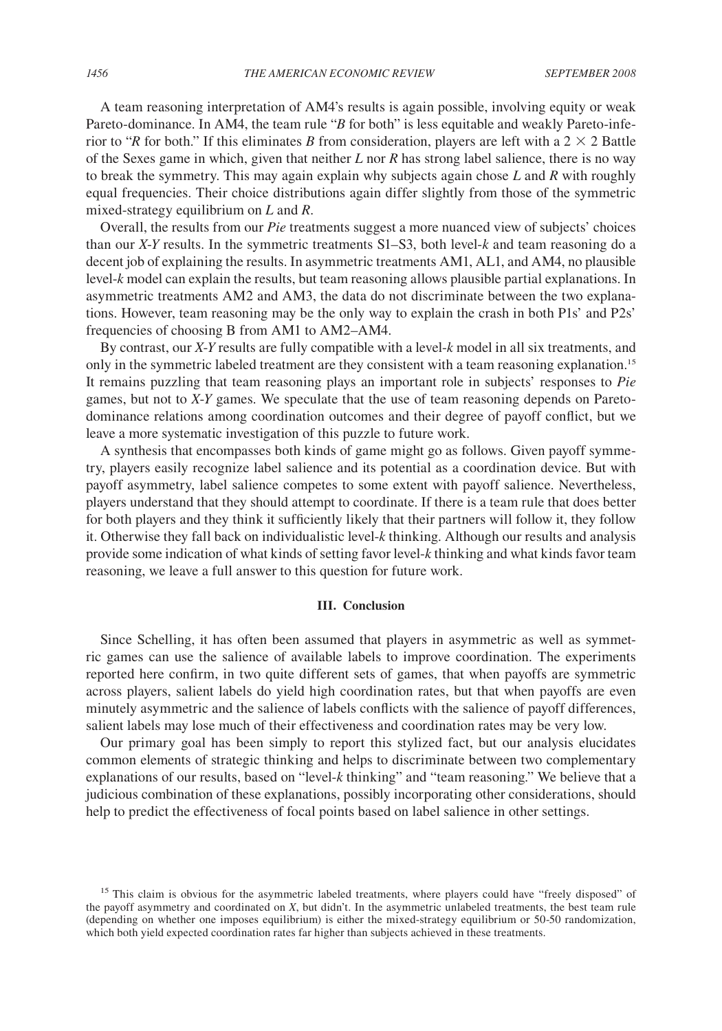A team reasoning interpretation of AM4's results is again possible, involving equity or weak Pareto-dominance. In AM4, the team rule "*B* for both" is less equitable and weakly Pareto-inferior to "*R* for both." If this eliminates *B* from consideration, players are left with a $2 \times 2$ Battle of the Sexes game in which, given that neither *L* nor *R* has strong label salience, there is no way to break the symmetry. This may again explain why subjects again chose *L* and *R* with roughly equal frequencies. Their choice distributions again differ slightly from those of the symmetric mixed-strategy equilibrium on *L* and *R*.

Overall, the results from our *Pie* treatments suggest a more nuanced view of subjects' choices than our *X-Y* results. In the symmetric treatments S1–S3, both level-*k* and team reasoning do a decent job of explaining the results. In asymmetric treatments AM1, AL1, and AM4, no plausible level-*k* model can explain the results, but team reasoning allows plausible partial explanations. In asymmetric treatments AM2 and AM3, the data do not discriminate between the two explanations. However, team reasoning may be the only way to explain the crash in both P1s' and P2s' frequencies of choosing B from AM1 to AM2–AM4.

By contrast, our *X-Y* results are fully compatible with a level-*k* model in all six treatments, and only in the symmetric labeled treatment are they consistent with a team reasoning explanation.[15] It remains puzzling that team reasoning plays an important role in subjects' responses to *Pie* games, but not to *X-Y* games. We speculate that the use of team reasoning depends on Pareto-dominance relations among coordination outcomes and their degree of payoff conflict, but we leave a more systematic investigation of this puzzle to future work.

A synthesis that encompasses both kinds of game might go as follows. Given payoff symmetry, players easily recognize label salience and its potential as a coordination device. But with payoff asymmetry, label salience competes to some extent with payoff salience. Nevertheless, players understand that they should attempt to coordinate. If there is a team rule that does better for both players and they think it sufficiently likely that their partners will follow it, they follow it. Otherwise they fall back on individualistic level-*k* thinking. Although our results and analysis provide some indication of what kinds of setting favor level-*k* thinking and what kinds favor team reasoning, we leave a full answer to this question for future work.

## III. Conclusion

Since Schelling, it has often been assumed that players in asymmetric as well as symmetric games can use the salience of available labels to improve coordination. The experiments reported here confirm, in two quite different sets of games, that when payoffs are symmetric across players, salient labels do yield high coordination rates, but that when payoffs are even minutely asymmetric and the salience of labels conflicts with the salience of payoff differences, salient labels may lose much of their effectiveness and coordination rates may be very low.

Our primary goal has been simply to report this stylized fact, but our analysis elucidates common elements of strategic thinking and helps to discriminate between two complementary explanations of our results, based on "level-*k* thinking" and "team reasoning." We believe that a judicious combination of these explanations, possibly incorporating other considerations, should help to predict the effectiveness of focal points based on label salience in other settings.

[15] This claim is obvious for the asymmetric labeled treatments, where players could have "freely disposed" of the payoff asymmetry and coordinated on *X*, but didn't. In the asymmetric unlabeled treatments, the best team rule (depending on whether one imposes equilibrium) is either the mixed-strategy equilibrium or 50-50 randomization, which both yield expected coordination rates far higher than subjects achieved in these treatments.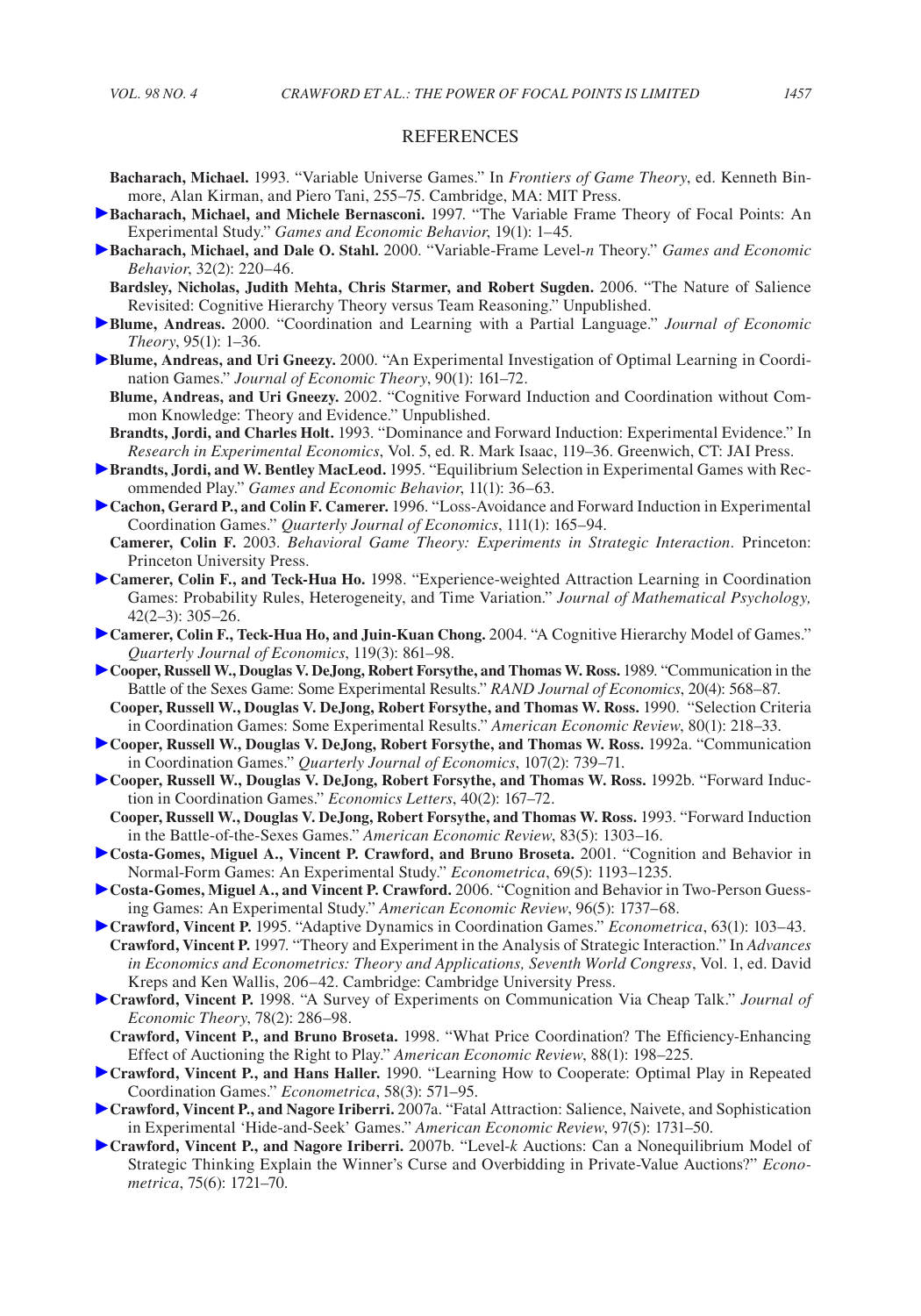## REFERENCES

**Bacharach, Michael.** 1993. "Variable Universe Games." In *Frontiers of Game Theory*, ed. Kenneth Binmore, Alan Kirman, and Piero Tani, 255–75. Cambridge, MA: MIT Press.

**Bacharach, Michael, and Michele Bernasconi.** 1997. "The Variable Frame Theory of Focal Points: An Experimental Study." *Games and Economic Behavior*, 19(1): 1–45.

**Bacharach, Michael, and Dale O. Stahl.** 2000. "Variable-Frame Level-*n* Theory." *Games and Economic Behavior*, 32(2): 220–46.

**Bardsley, Nicholas, Judith Mehta, Chris Starmer, and Robert Sugden.** 2006. "The Nature of Salience Revisited: Cognitive Hierarchy Theory versus Team Reasoning." Unpublished.

**Blume, Andreas.** 2000. "Coordination and Learning with a Partial Language." *Journal of Economic Theory*, 95(1): 1–36.

**Blume, Andreas, and Uri Gneezy.** 2000. "An Experimental Investigation of Optimal Learning in Coordination Games." *Journal of Economic Theory*, 90(1): 161–72.

**Blume, Andreas, and Uri Gneezy.** 2002. "Cognitive Forward Induction and Coordination without Common Knowledge: Theory and Evidence." Unpublished.

**Brandts, Jordi, and Charles Holt.** 1993. "Dominance and Forward Induction: Experimental Evidence." In *Research in Experimental Economics*, Vol. 5, ed. R. Mark Isaac, 119–36. Greenwich, CT: JAI Press.

**Brandts, Jordi, and W. Bentley MacLeod.** 1995. "Equilibrium Selection in Experimental Games with Recommended Play." *Games and Economic Behavior*, 11(1): 36–63.

**Cachon, Gerard P., and Colin F. Camerer.** 1996. "Loss-Avoidance and Forward Induction in Experimental Coordination Games." *Quarterly Journal of Economics*, 111(1): 165–94.

**Camerer, Colin F.** 2003. *Behavioral Game Theory: Experiments in Strategic Interaction*. Princeton: Princeton University Press.

**Camerer, Colin F., and Teck-Hua Ho.** 1998. "Experience-weighted Attraction Learning in Coordination Games: Probability Rules, Heterogeneity, and Time Variation." *Journal of Mathematical Psychology,* 42(2–3): 305–26.

**Camerer, Colin F., Teck-Hua Ho, and Juin-Kuan Chong.** 2004. "A Cognitive Hierarchy Model of Games." *Quarterly Journal of Economics*, 119(3): 861–98.

**Cooper, Russell W., Douglas V. DeJong, Robert Forsythe, and Thomas W. Ross.** 1989. "Communication in the Battle of the Sexes Game: Some Experimental Results." *RAND Journal of Economics*, 20(4): 568–87.

**Cooper, Russell W., Douglas V. DeJong, Robert Forsythe, and Thomas W. Ross.** 1990. "Selection Criteria in Coordination Games: Some Experimental Results." *American Economic Review*, 80(1): 218–33.

**Cooper, Russell W., Douglas V. DeJong, Robert Forsythe, and Thomas W. Ross.** 1992a. "Communication in Coordination Games." *Quarterly Journal of Economics*, 107(2): 739–71.

**Cooper, Russell W., Douglas V. DeJong, Robert Forsythe, and Thomas W. Ross.** 1992b. "Forward Induction in Coordination Games." *Economics Letters*, 40(2): 167–72.

**Cooper, Russell W., Douglas V. DeJong, Robert Forsythe, and Thomas W. Ross.** 1993. "Forward Induction in the Battle-of-the-Sexes Games." *American Economic Review*, 83(5): 1303–16.

**Costa-Gomes, Miguel A., Vincent P. Crawford, and Bruno Broseta.** 2001. "Cognition and Behavior in Normal-Form Games: An Experimental Study." *Econometrica*, 69(5): 1193–1235.

**Costa-Gomes, Miguel A., and Vincent P. Crawford.** 2006. "Cognition and Behavior in Two-Person Guessing Games: An Experimental Study." *American Economic Review*, 96(5): 1737–68.

**Crawford, Vincent P.** 1995. "Adaptive Dynamics in Coordination Games." *Econometrica*, 63(1): 103–43.

**Crawford, Vincent P.** 1997. "Theory and Experiment in the Analysis of Strategic Interaction." In *Advances in Economics and Econometrics: Theory and Applications, Seventh World Congress*, Vol. 1, ed. David Kreps and Ken Wallis, 206–42. Cambridge: Cambridge University Press.

**Crawford, Vincent P.** 1998. "A Survey of Experiments on Communication Via Cheap Talk." *Journal of Economic Theory*, 78(2): 286–98.

**Crawford, Vincent P., and Bruno Broseta.** 1998. "What Price Coordination? The Efficiency-Enhancing Effect of Auctioning the Right to Play." *American Economic Review*, 88(1): 198–225.

**Crawford, Vincent P., and Hans Haller.** 1990. "Learning How to Cooperate: Optimal Play in Repeated Coordination Games." *Econometrica*, 58(3): 571–95.

**Crawford, Vincent P., and Nagore Iriberri.** 2007a. "Fatal Attraction: Salience, Naivete, and Sophistication in Experimental 'Hide-and-Seek' Games." *American Economic Review*, 97(5): 1731–50.

**Crawford, Vincent P., and Nagore Iriberri.** 2007b. "Level-*k* Auctions: Can a Nonequilibrium Model of Strategic Thinking Explain the Winner's Curse and Overbidding in Private-Value Auctions?" *Econometrica*, 75(6): 1721–70.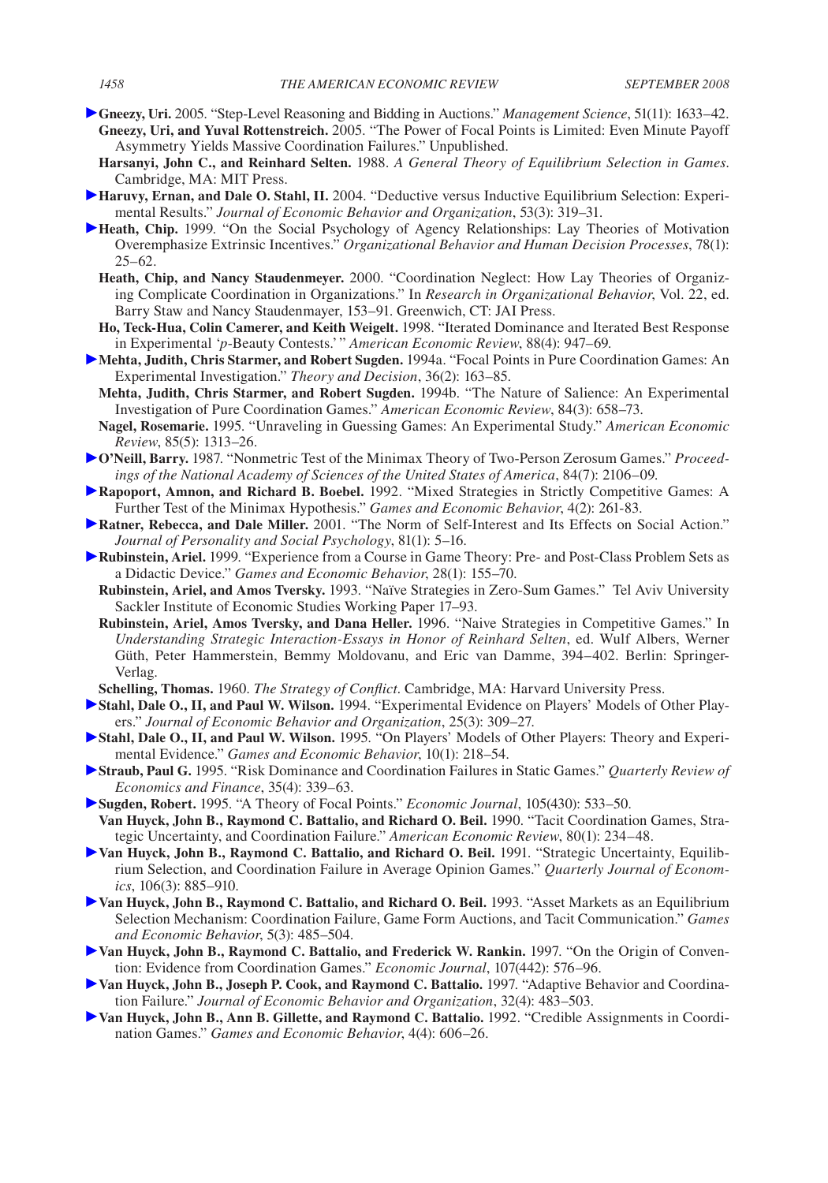**Gneezy, Uri.** 2005. "Step-Level Reasoning and Bidding in Auctions." *Management Science*, 51(11): 1633–42.

**Gneezy, Uri, and Yuval Rottenstreich.** 2005. "The Power of Focal Points is Limited: Even Minute Payoff Asymmetry Yields Massive Coordination Failures." Unpublished.

**Harsanyi, John C., and Reinhard Selten.** 1988. *A General Theory of Equilibrium Selection in Games*. Cambridge, MA: MIT Press.

**Haruvy, Ernan, and Dale O. Stahl, II.** 2004. "Deductive versus Inductive Equilibrium Selection: Experimental Results." *Journal of Economic Behavior and Organization*, 53(3): 319–31.

**Heath, Chip.** 1999. "On the Social Psychology of Agency Relationships: Lay Theories of Motivation Overemphasize Extrinsic Incentives." *Organizational Behavior and Human Decision Processes*, 78(1): 25–62.

**Heath, Chip, and Nancy Staudenmeyer.** 2000. "Coordination Neglect: How Lay Theories of Organizing Complicate Coordination in Organizations." In *Research in Organizational Behavior*, Vol. 22, ed. Barry Staw and Nancy Staudenmayer, 153–91. Greenwich, CT: JAI Press.

**Ho, Teck-Hua, Colin Camerer, and Keith Weigelt.** 1998. "Iterated Dominance and Iterated Best Response in Experimental '*p*-Beauty Contests.'" *American Economic Review*, 88(4): 947–69.

**Mehta, Judith, Chris Starmer, and Robert Sugden.** 1994a. "Focal Points in Pure Coordination Games: An Experimental Investigation." *Theory and Decision*, 36(2): 163–85.

**Mehta, Judith, Chris Starmer, and Robert Sugden.** 1994b. "The Nature of Salience: An Experimental Investigation of Pure Coordination Games." *American Economic Review*, 84(3): 658–73.

**Nagel, Rosemarie.** 1995. "Unraveling in Guessing Games: An Experimental Study." *American Economic Review*, 85(5): 1313–26.

**O'Neill, Barry.** 1987. "Nonmetric Test of the Minimax Theory of Two-Person Zerosum Games." *Proceedings of the National Academy of Sciences of the United States of America*, 84(7): 2106–09.

**Rapoport, Amnon, and Richard B. Boebel.** 1992. "Mixed Strategies in Strictly Competitive Games: A Further Test of the Minimax Hypothesis." *Games and Economic Behavior*, 4(2): 261-83.

**Ratner, Rebecca, and Dale Miller.** 2001. "The Norm of Self-Interest and Its Effects on Social Action." *Journal of Personality and Social Psychology*, 81(1): 5–16.

**Rubinstein, Ariel.** 1999. "Experience from a Course in Game Theory: Pre- and Post-Class Problem Sets as a Didactic Device." *Games and Economic Behavior*, 28(1): 155–70.

**Rubinstein, Ariel, and Amos Tversky.** 1993. "Naïve Strategies in Zero-Sum Games." Tel Aviv University Sackler Institute of Economic Studies Working Paper 17–93.

**Rubinstein, Ariel, Amos Tversky, and Dana Heller.** 1996. "Naive Strategies in Competitive Games." In *Understanding Strategic Interaction-Essays in Honor of Reinhard Selten*, ed. Wulf Albers, Werner Güth, Peter Hammerstein, Bemmy Moldovanu, and Eric van Damme, 394–402. Berlin: Springer-Verlag.

**Schelling, Thomas.** 1960. *The Strategy of Conflict*. Cambridge, MA: Harvard University Press.

**Stahl, Dale O., II, and Paul W. Wilson.** 1994. "Experimental Evidence on Players' Models of Other Players." *Journal of Economic Behavior and Organization*, 25(3): 309–27.

**Stahl, Dale O., II, and Paul W. Wilson.** 1995. "On Players' Models of Other Players: Theory and Experimental Evidence." *Games and Economic Behavior*, 10(1): 218–54.

**Straub, Paul G.** 1995. "Risk Dominance and Coordination Failures in Static Games." *Quarterly Review of Economics and Finance*, 35(4): 339–63.

**Sugden, Robert.** 1995. "A Theory of Focal Points." *Economic Journal*, 105(430): 533–50.

**Van Huyck, John B., Raymond C. Battalio, and Richard O. Beil.** 1990. "Tacit Coordination Games, Strategic Uncertainty, and Coordination Failure." *American Economic Review*, 80(1): 234–48.

**Van Huyck, John B., Raymond C. Battalio, and Richard O. Beil.** 1991. "Strategic Uncertainty, Equilibrium Selection, and Coordination Failure in Average Opinion Games." *Quarterly Journal of Economics*, 106(3): 885–910.

**Van Huyck, John B., Raymond C. Battalio, and Richard O. Beil.** 1993. "Asset Markets as an Equilibrium Selection Mechanism: Coordination Failure, Game Form Auctions, and Tacit Communication." *Games and Economic Behavior*, 5(3): 485–504.

**Van Huyck, John B., Raymond C. Battalio, and Frederick W. Rankin.** 1997. "On the Origin of Convention: Evidence from Coordination Games." *Economic Journal*, 107(442): 576–96.

**Van Huyck, John B., Joseph P. Cook, and Raymond C. Battalio.** 1997. "Adaptive Behavior and Coordination Failure." *Journal of Economic Behavior and Organization*, 32(4): 483–503.

**Van Huyck, John B., Ann B. Gillette, and Raymond C. Battalio.** 1992. "Credible Assignments in Coordination Games." *Games and Economic Behavior*, 4(4): 606–26.